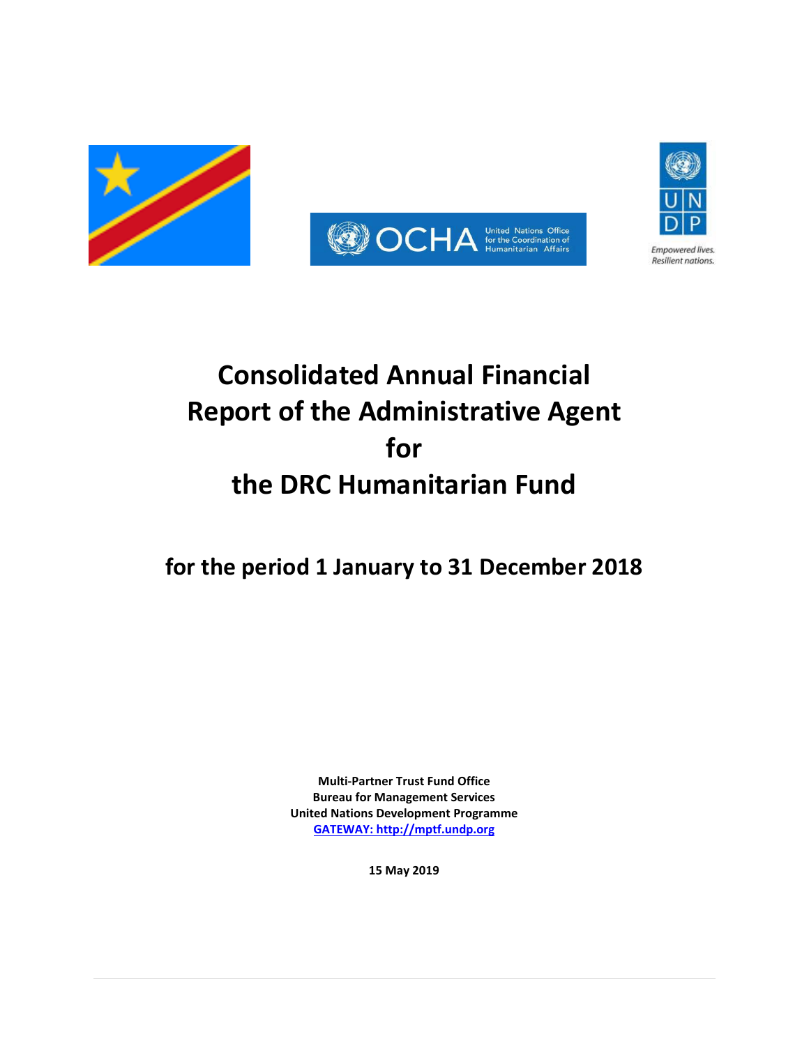# Consolidated Annual Financial Report of the Administrative Agent for the DRC Humanitarian Fund

## for the period 1 January to 31 December 2018

**Multi-Partner Trust Fund Office**
**Bureau for Management Services**
**United Nations Development Programme**
**GATEWAY: http://mptf.undp.org**

**15 May 2019**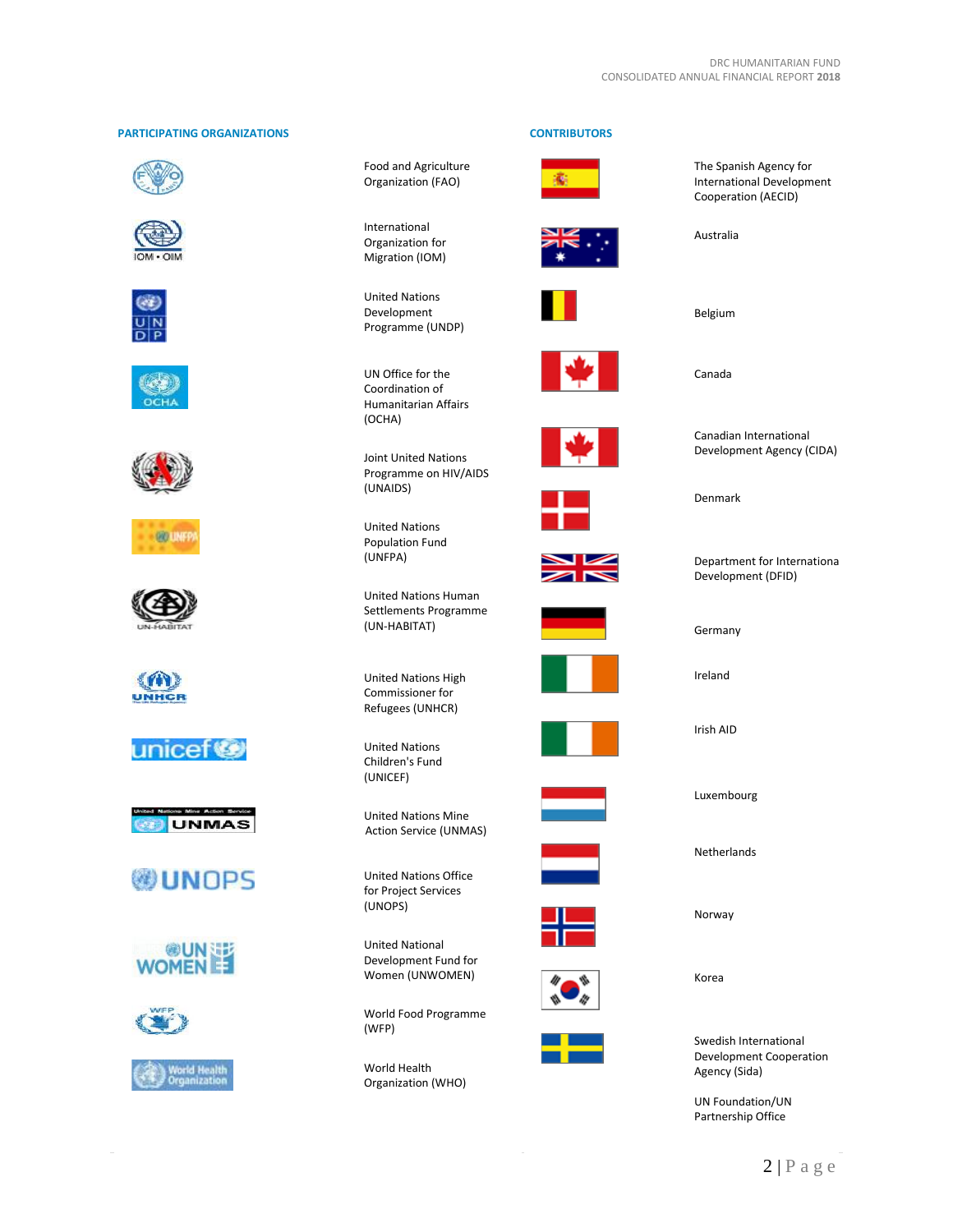## PARTICIPATING ORGANIZATIONS

- Food and Agriculture Organization (FAO)
- International Organization for Migration (IOM)
- United Nations Development Programme (UNDP)
- UN Office for the Coordination of Humanitarian Affairs (OCHA)
- Joint United Nations Programme on HIV/AIDS (UNAIDS)
- United Nations Population Fund (UNFPA)
- United Nations Human Settlements Programme (UN-HABITAT)
- United Nations High Commissioner for Refugees (UNHCR)
- United Nations Children's Fund (UNICEF)
- United Nations Mine Action Service (UNMAS)
- United Nations Office for Project Services (UNOPS)
- United National Development Fund for Women (UNWOMEN)
- World Food Programme (WFP)
- World Health Organization (WHO)

## CONTRIBUTORS

- The Spanish Agency for International Development Cooperation (AECID)
- Australia
- Belgium
- Canada
- Canadian International Development Agency (CIDA)
- Denmark
- Department for Internationa Development (DFID)
- Germany
- Ireland
- Irish AID
- Luxembourg
- Netherlands
- Norway
- Korea
- Swedish International Development Cooperation Agency (Sida)
- UN Foundation/UN Partnership Office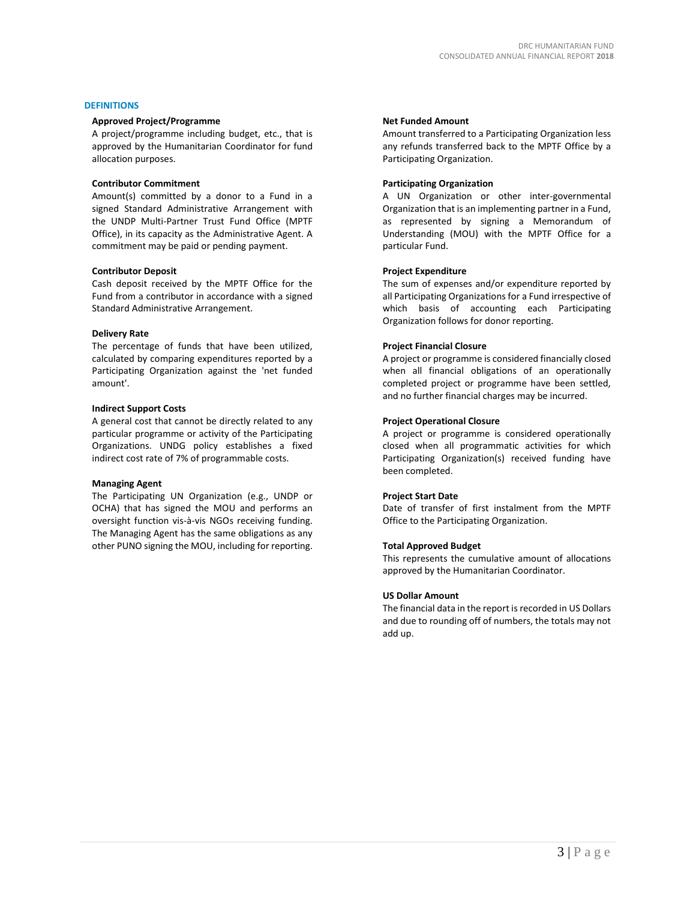## DEFINITIONS

### Approved Project/Programme

A project/programme including budget, etc., that is approved by the Humanitarian Coordinator for fund allocation purposes.

### Contributor Commitment

Amount(s) committed by a donor to a Fund in a signed Standard Administrative Arrangement with the UNDP Multi-Partner Trust Fund Office (MPTF Office), in its capacity as the Administrative Agent. A commitment may be paid or pending payment.

### Contributor Deposit

Cash deposit received by the MPTF Office for the Fund from a contributor in accordance with a signed Standard Administrative Arrangement.

### Delivery Rate

The percentage of funds that have been utilized, calculated by comparing expenditures reported by a Participating Organization against the 'net funded amount'.

### Indirect Support Costs

A general cost that cannot be directly related to any particular programme or activity of the Participating Organizations. UNDG policy establishes a fixed indirect cost rate of 7% of programmable costs.

### Managing Agent

The Participating UN Organization (e.g., UNDP or OCHA) that has signed the MOU and performs an oversight function vis-à-vis NGOs receiving funding. The Managing Agent has the same obligations as any other PUNO signing the MOU, including for reporting.

### Net Funded Amount

Amount transferred to a Participating Organization less any refunds transferred back to the MPTF Office by a Participating Organization.

### Participating Organization

A UN Organization or other inter-governmental Organization that is an implementing partner in a Fund, as represented by signing a Memorandum of Understanding (MOU) with the MPTF Office for a particular Fund.

### Project Expenditure

The sum of expenses and/or expenditure reported by all Participating Organizations for a Fund irrespective of which basis of accounting each Participating Organization follows for donor reporting.

### Project Financial Closure

A project or programme is considered financially closed when all financial obligations of an operationally completed project or programme have been settled, and no further financial charges may be incurred.

### Project Operational Closure

A project or programme is considered operationally closed when all programmatic activities for which Participating Organization(s) received funding have been completed.

### Project Start Date

Date of transfer of first instalment from the MPTF Office to the Participating Organization.

### Total Approved Budget

This represents the cumulative amount of allocations approved by the Humanitarian Coordinator.

### US Dollar Amount

The financial data in the report is recorded in US Dollars and due to rounding off of numbers, the totals may not add up.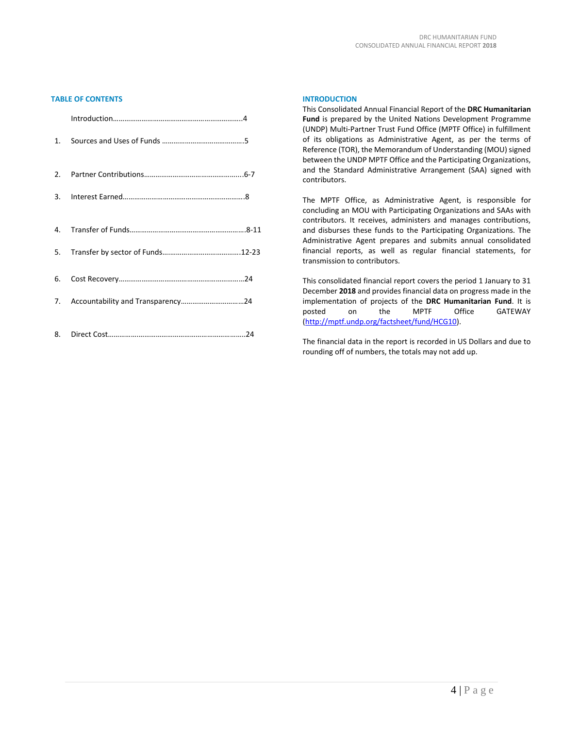## TABLE OF CONTENTS

Introduction……………………………………………………………4

1. Sources and Uses of Funds ……………………………………5
2. Partner Contributions……………………………………………6-7
3. Interest Earned………………………………………………………8
4. Transfer of Funds…………………………………………………8-11
5. Transfer by sector of Funds…………………………………12-23
6. Cost Recovery…………………………………………………………24
7. Accountability and Transparency……………………………24
8. Direct Cost……………………………………………………………24

## INTRODUCTION

This Consolidated Annual Financial Report of the **DRC Humanitarian Fund** is prepared by the United Nations Development Programme (UNDP) Multi-Partner Trust Fund Office (MPTF Office) in fulfillment of its obligations as Administrative Agent, as per the terms of Reference (TOR), the Memorandum of Understanding (MOU) signed between the UNDP MPTF Office and the Participating Organizations, and the Standard Administrative Arrangement (SAA) signed with contributors.

The MPTF Office, as Administrative Agent, is responsible for concluding an MOU with Participating Organizations and SAAs with contributors. It receives, administers and manages contributions, and disburses these funds to the Participating Organizations. The Administrative Agent prepares and submits annual consolidated financial reports, as well as regular financial statements, for transmission to contributors.

This consolidated financial report covers the period 1 January to 31 December **2018** and provides financial data on progress made in the implementation of projects of the **DRC Humanitarian Fund**. It is posted on the MPTF Office GATEWAY (http://mptf.undp.org/factsheet/fund/HCG10).

The financial data in the report is recorded in US Dollars and due to rounding off of numbers, the totals may not add up.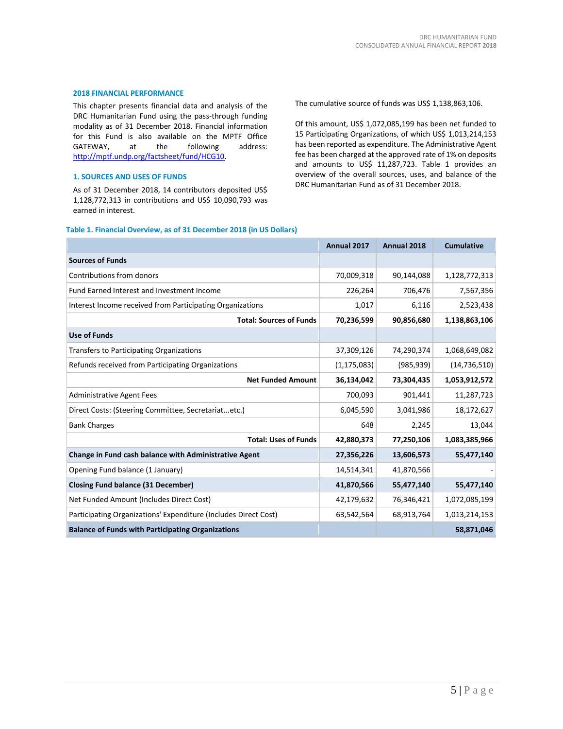## 2018 FINANCIAL PERFORMANCE

This chapter presents financial data and analysis of the DRC Humanitarian Fund using the pass-through funding modality as of 31 December 2018. Financial information for this Fund is also available on the MPTF Office GATEWAY, at the following address: http://mptf.undp.org/factsheet/fund/HCG10.

### 1. SOURCES AND USES OF FUNDS

As of 31 December 2018, 14 contributors deposited US$ 1,128,772,313 in contributions and US$ 10,090,793 was earned in interest.

The cumulative source of funds was US$ 1,138,863,106.

Of this amount, US$ 1,072,085,199 has been net funded to 15 Participating Organizations, of which US$ 1,013,214,153 has been reported as expenditure. The Administrative Agent fee has been charged at the approved rate of 1% on deposits and amounts to US$ 11,287,723. Table 1 provides an overview of the overall sources, uses, and balance of the DRC Humanitarian Fund as of 31 December 2018.

**Table 1. Financial Overview, as of 31 December 2018 (in US Dollars)**

| | Annual 2017 | Annual 2018 | Cumulative |
|---|---|---|---|
| **Sources of Funds** | | | |
| Contributions from donors | 70,009,318 | 90,144,088 | 1,128,772,313 |
| Fund Earned Interest and Investment Income | 226,264 | 706,476 | 7,567,356 |
| Interest Income received from Participating Organizations | 1,017 | 6,116 | 2,523,438 |
| **Total: Sources of Funds** | **70,236,599** | **90,856,680** | **1,138,863,106** |
| **Use of Funds** | | | |
| Transfers to Participating Organizations | 37,309,126 | 74,290,374 | 1,068,649,082 |
| Refunds received from Participating Organizations | (1,175,083) | (985,939) | (14,736,510) |
| **Net Funded Amount** | **36,134,042** | **73,304,435** | **1,053,912,572** |
| Administrative Agent Fees | 700,093 | 901,441 | 11,287,723 |
| Direct Costs: (Steering Committee, Secretariat...etc.) | 6,045,590 | 3,041,986 | 18,172,627 |
| Bank Charges | 648 | 2,245 | 13,044 |
| **Total: Uses of Funds** | **42,880,373** | **77,250,106** | **1,083,385,966** |
| **Change in Fund cash balance with Administrative Agent** | **27,356,226** | **13,606,573** | **55,477,140** |
| Opening Fund balance (1 January) | 14,514,341 | 41,870,566 | - |
| **Closing Fund balance (31 December)** | **41,870,566** | **55,477,140** | **55,477,140** |
| Net Funded Amount (Includes Direct Cost) | 42,179,632 | 76,346,421 | 1,072,085,199 |
| Participating Organizations' Expenditure (Includes Direct Cost) | 63,542,564 | 68,913,764 | 1,013,214,153 |
| **Balance of Funds with Participating Organizations** | | | **58,871,046** |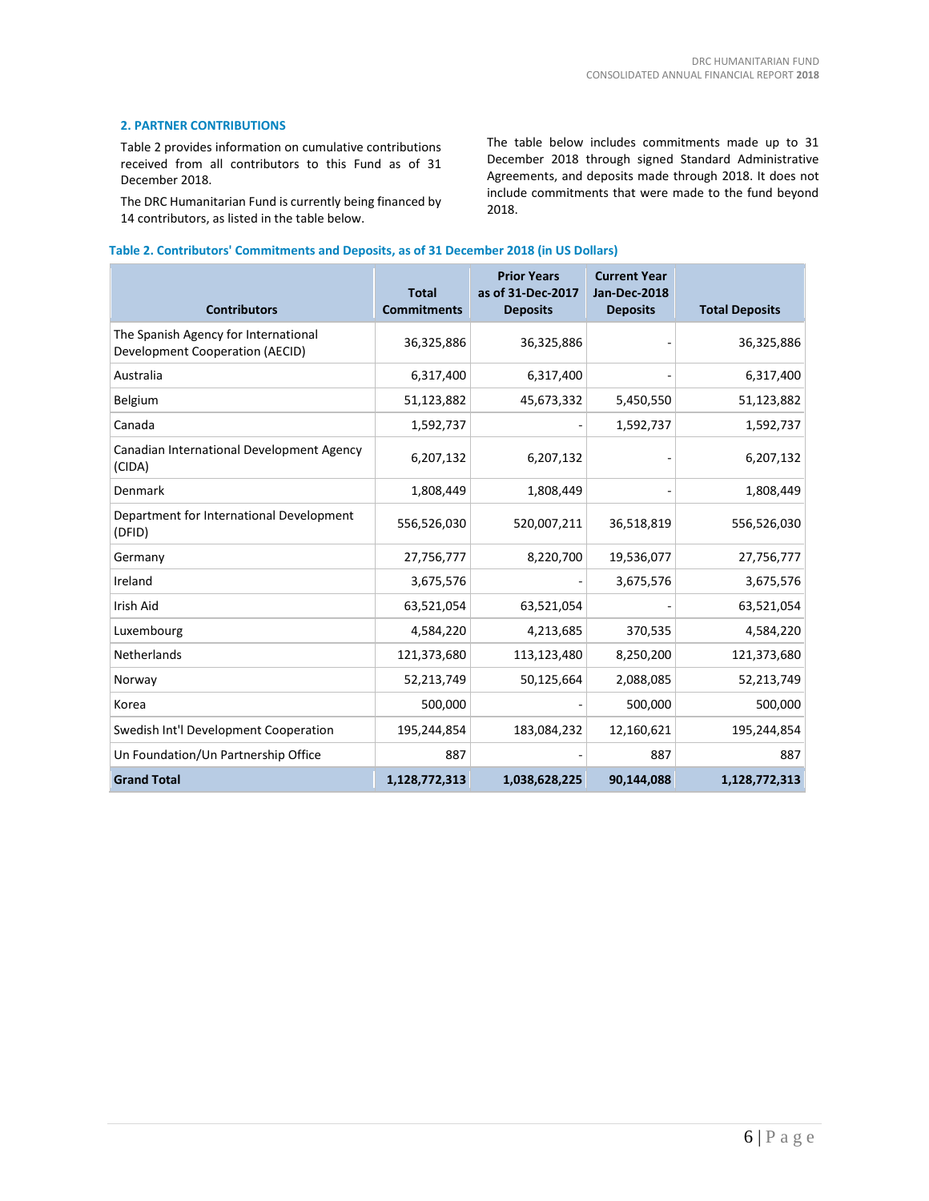## 2. PARTNER CONTRIBUTIONS

Table 2 provides information on cumulative contributions received from all contributors to this Fund as of 31 December 2018.

The DRC Humanitarian Fund is currently being financed by 14 contributors, as listed in the table below.

The table below includes commitments made up to 31 December 2018 through signed Standard Administrative Agreements, and deposits made through 2018. It does not include commitments that were made to the fund beyond 2018.

**Table 2. Contributors' Commitments and Deposits, as of 31 December 2018 (in US Dollars)**

| Contributors | Total Commitments | Prior Years as of 31-Dec-2017 Deposits | Current Year Jan-Dec-2018 Deposits | Total Deposits |
|---|---|---|---|---|
| The Spanish Agency for International Development Cooperation (AECID) | 36,325,886 | 36,325,886 | - | 36,325,886 |
| Australia | 6,317,400 | 6,317,400 | - | 6,317,400 |
| Belgium | 51,123,882 | 45,673,332 | 5,450,550 | 51,123,882 |
| Canada | 1,592,737 | - | 1,592,737 | 1,592,737 |
| Canadian International Development Agency (CIDA) | 6,207,132 | 6,207,132 | - | 6,207,132 |
| Denmark | 1,808,449 | 1,808,449 | - | 1,808,449 |
| Department for International Development (DFID) | 556,526,030 | 520,007,211 | 36,518,819 | 556,526,030 |
| Germany | 27,756,777 | 8,220,700 | 19,536,077 | 27,756,777 |
| Ireland | 3,675,576 | - | 3,675,576 | 3,675,576 |
| Irish Aid | 63,521,054 | 63,521,054 | - | 63,521,054 |
| Luxembourg | 4,584,220 | 4,213,685 | 370,535 | 4,584,220 |
| Netherlands | 121,373,680 | 113,123,480 | 8,250,200 | 121,373,680 |
| Norway | 52,213,749 | 50,125,664 | 2,088,085 | 52,213,749 |
| Korea | 500,000 | - | 500,000 | 500,000 |
| Swedish Int'l Development Cooperation | 195,244,854 | 183,084,232 | 12,160,621 | 195,244,854 |
| Un Foundation/Un Partnership Office | 887 | - | 887 | 887 |
| **Grand Total** | **1,128,772,313** | **1,038,628,225** | **90,144,088** | **1,128,772,313** |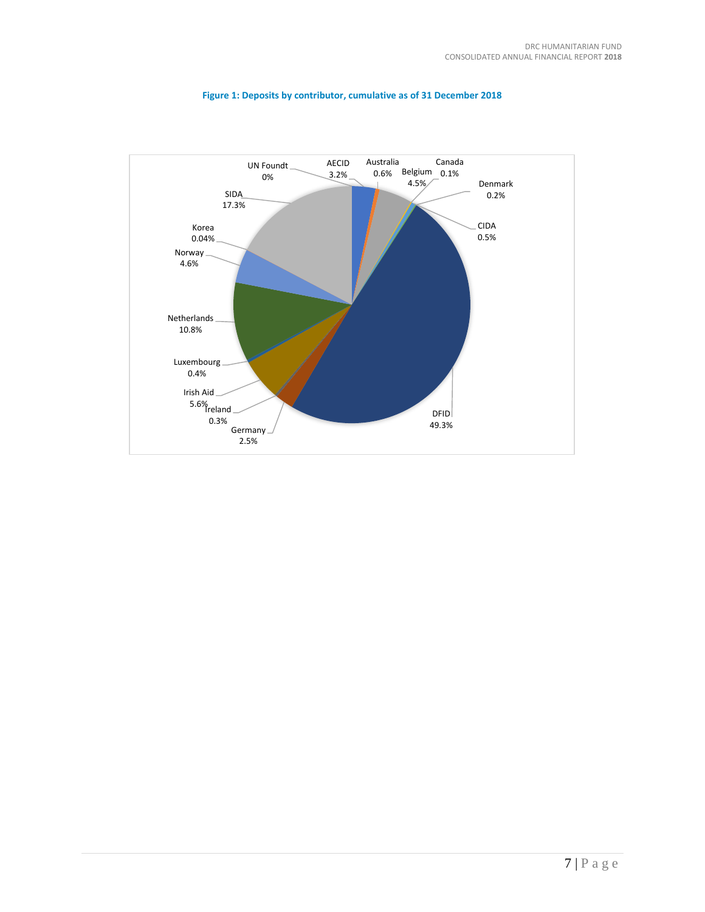**Figure 1: Deposits by contributor, cumulative as of 31 December 2018**

UN Foundt 0%
AECID 3.2%
Australia 0.6%
Belgium 4.5%
Canada 0.1%
Denmark 0.2%
CIDA 0.5%
SIDA 17.3%
Korea 0.04%
Norway 4.6%
Netherlands 10.8%
Luxembourg 0.4%
Irish Aid 5.6%
Ireland 0.3%
Germany 2.5%
DFID 49.3%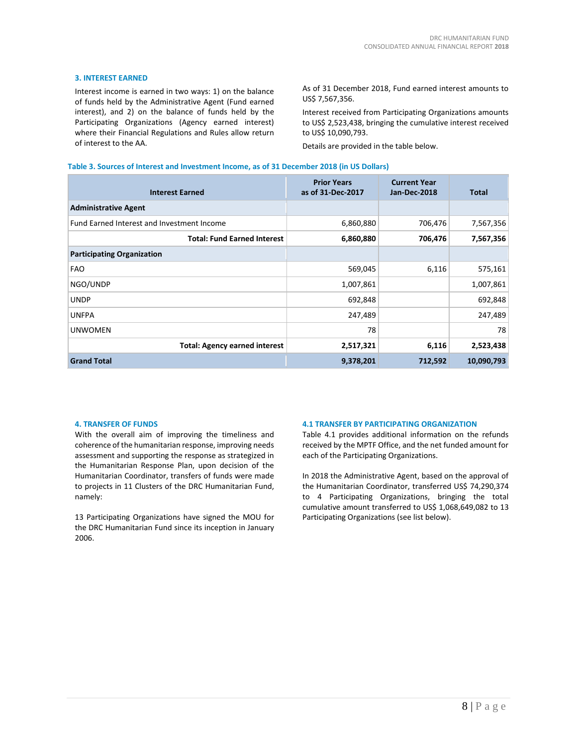## 3. INTEREST EARNED

Interest income is earned in two ways: 1) on the balance of funds held by the Administrative Agent (Fund earned interest), and 2) on the balance of funds held by the Participating Organizations (Agency earned interest) where their Financial Regulations and Rules allow return of interest to the AA.

As of 31 December 2018, Fund earned interest amounts to US$ 7,567,356.

Interest received from Participating Organizations amounts to US$ 2,523,438, bringing the cumulative interest received to US$ 10,090,793.

Details are provided in the table below.

**Table 3. Sources of Interest and Investment Income, as of 31 December 2018 (in US Dollars)**

| Interest Earned | Prior Years as of 31-Dec-2017 | Current Year Jan-Dec-2018 | Total |
|---|---|---|---|
| **Administrative Agent** | | | |
| Fund Earned Interest and Investment Income | 6,860,880 | 706,476 | 7,567,356 |
| **Total: Fund Earned Interest** | **6,860,880** | **706,476** | **7,567,356** |
| **Participating Organization** | | | |
| FAO | 569,045 | 6,116 | 575,161 |
| NGO/UNDP | 1,007,861 | | 1,007,861 |
| UNDP | 692,848 | | 692,848 |
| UNFPA | 247,489 | | 247,489 |
| UNWOMEN | 78 | | 78 |
| **Total: Agency earned interest** | **2,517,321** | **6,116** | **2,523,438** |
| **Grand Total** | **9,378,201** | **712,592** | **10,090,793** |

## 4. TRANSFER OF FUNDS

With the overall aim of improving the timeliness and coherence of the humanitarian response, improving needs assessment and supporting the response as strategized in the Humanitarian Response Plan, upon decision of the Humanitarian Coordinator, transfers of funds were made to projects in 11 Clusters of the DRC Humanitarian Fund, namely:

13 Participating Organizations have signed the MOU for the DRC Humanitarian Fund since its inception in January 2006.

### 4.1 TRANSFER BY PARTICIPATING ORGANIZATION

Table 4.1 provides additional information on the refunds received by the MPTF Office, and the net funded amount for each of the Participating Organizations.

In 2018 the Administrative Agent, based on the approval of the Humanitarian Coordinator, transferred US$ 74,290,374 to 4 Participating Organizations, bringing the total cumulative amount transferred to US$ 1,068,649,082 to 13 Participating Organizations (see list below).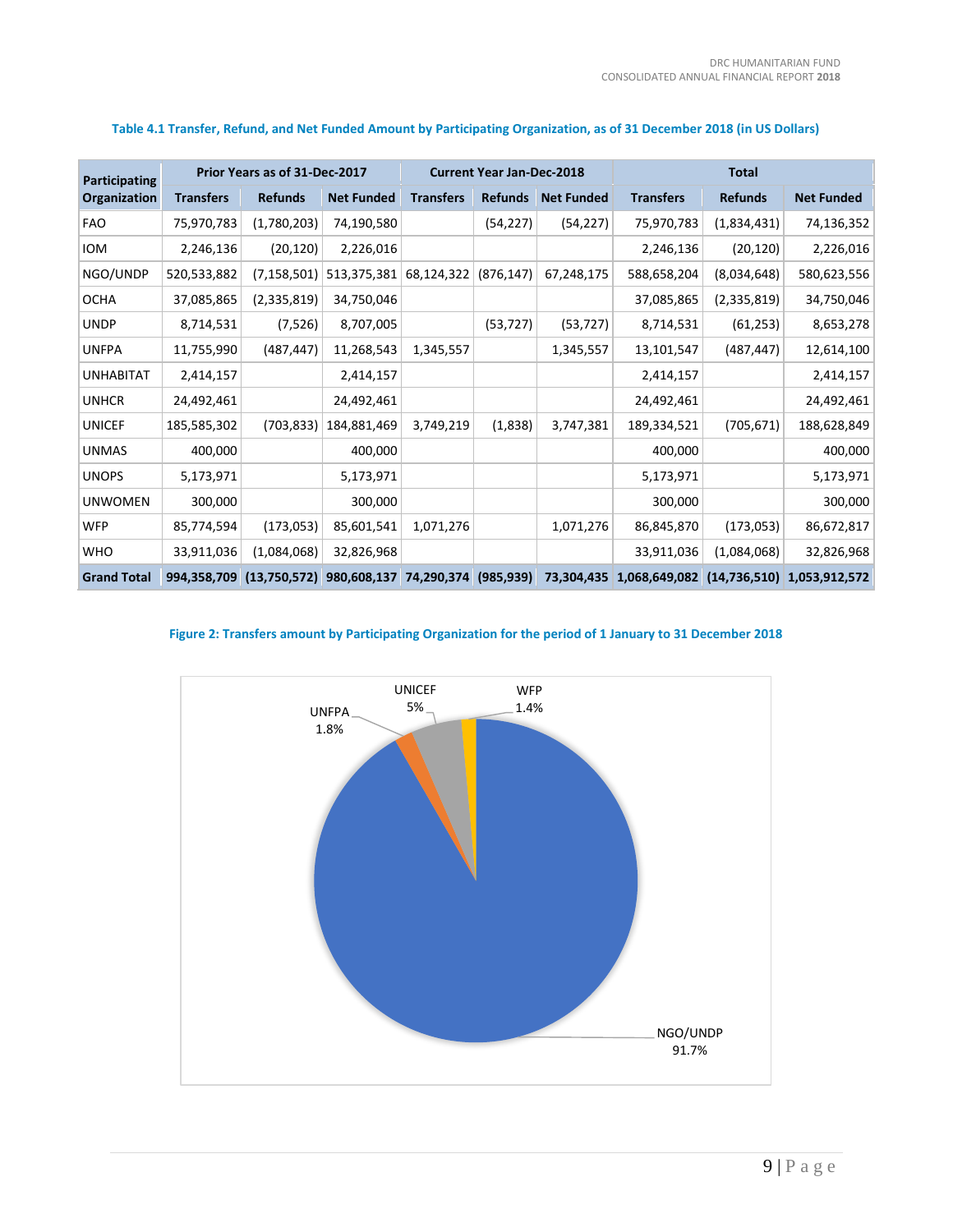**Table 4.1 Transfer, Refund, and Net Funded Amount by Participating Organization, as of 31 December 2018 (in US Dollars)**

| Participating Organization | Prior Years as of 31-Dec-2017 | | | Current Year Jan-Dec-2018 | | | Total | | |
|---|---|---|---|---|---|---|---|---|---|
| | Transfers | Refunds | Net Funded | Transfers | Refunds | Net Funded | Transfers | Refunds | Net Funded |
| FAO | 75,970,783 | (1,780,203) | 74,190,580 | | (54,227) | (54,227) | 75,970,783 | (1,834,431) | 74,136,352 |
| IOM | 2,246,136 | (20,120) | 2,226,016 | | | | 2,246,136 | (20,120) | 2,226,016 |
| NGO/UNDP | 520,533,882 | (7,158,501) | 513,375,381 | 68,124,322 | (876,147) | 67,248,175 | 588,658,204 | (8,034,648) | 580,623,556 |
| OCHA | 37,085,865 | (2,335,819) | 34,750,046 | | | | 37,085,865 | (2,335,819) | 34,750,046 |
| UNDP | 8,714,531 | (7,526) | 8,707,005 | | (53,727) | (53,727) | 8,714,531 | (61,253) | 8,653,278 |
| UNFPA | 11,755,990 | (487,447) | 11,268,543 | 1,345,557 | | 1,345,557 | 13,101,547 | (487,447) | 12,614,100 |
| UNHABITAT | 2,414,157 | | 2,414,157 | | | | 2,414,157 | | 2,414,157 |
| UNHCR | 24,492,461 | | 24,492,461 | | | | 24,492,461 | | 24,492,461 |
| UNICEF | 185,585,302 | (703,833) | 184,881,469 | 3,749,219 | (1,838) | 3,747,381 | 189,334,521 | (705,671) | 188,628,849 |
| UNMAS | 400,000 | | 400,000 | | | | 400,000 | | 400,000 |
| UNOPS | 5,173,971 | | 5,173,971 | | | | 5,173,971 | | 5,173,971 |
| UNWOMEN | 300,000 | | 300,000 | | | | 300,000 | | 300,000 |
| WFP | 85,774,594 | (173,053) | 85,601,541 | 1,071,276 | | 1,071,276 | 86,845,870 | (173,053) | 86,672,817 |
| WHO | 33,911,036 | (1,084,068) | 32,826,968 | | | | 33,911,036 | (1,084,068) | 32,826,968 |
| **Grand Total** | **994,358,709** | **(13,750,572)** | **980,608,137** | **74,290,374** | **(985,939)** | **73,304,435** | **1,068,649,082** | **(14,736,510)** | **1,053,912,572** |

**Figure 2: Transfers amount by Participating Organization for the period of 1 January to 31 December 2018**

| Participating Organization | Share |
|---|---|
| NGO/UNDP | 91.7% |
| UNICEF | 5% |
| UNFPA | 1.8% |
| WFP | 1.4% |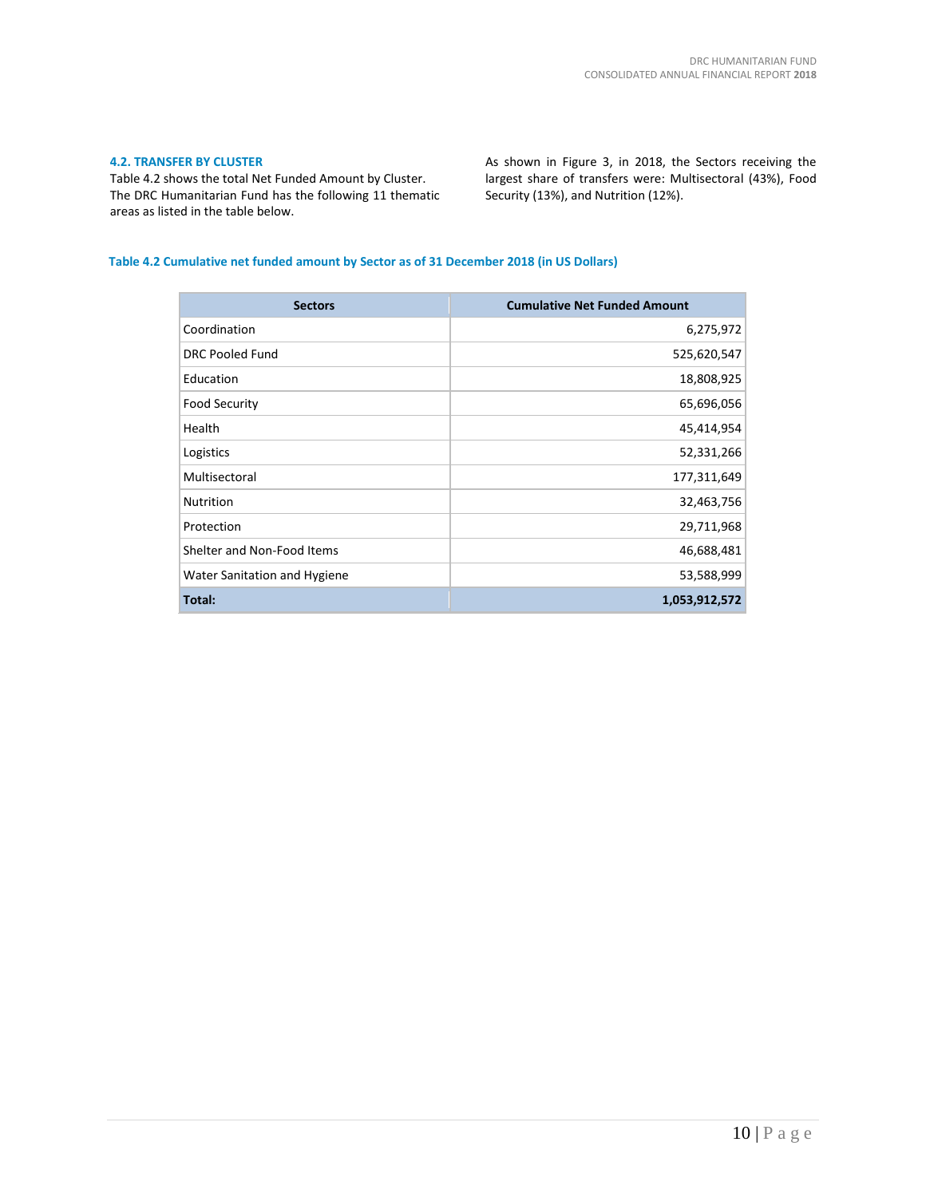### 4.2. TRANSFER BY CLUSTER

Table 4.2 shows the total Net Funded Amount by Cluster. The DRC Humanitarian Fund has the following 11 thematic areas as listed in the table below.

As shown in Figure 3, in 2018, the Sectors receiving the largest share of transfers were: Multisectoral (43%), Food Security (13%), and Nutrition (12%).

**Table 4.2 Cumulative net funded amount by Sector as of 31 December 2018 (in US Dollars)**

| Sectors | Cumulative Net Funded Amount |
|---|---:|
| Coordination | 6,275,972 |
| DRC Pooled Fund | 525,620,547 |
| Education | 18,808,925 |
| Food Security | 65,696,056 |
| Health | 45,414,954 |
| Logistics | 52,331,266 |
| Multisectoral | 177,311,649 |
| Nutrition | 32,463,756 |
| Protection | 29,711,968 |
| Shelter and Non-Food Items | 46,688,481 |
| Water Sanitation and Hygiene | 53,588,999 |
| **Total:** | **1,053,912,572** |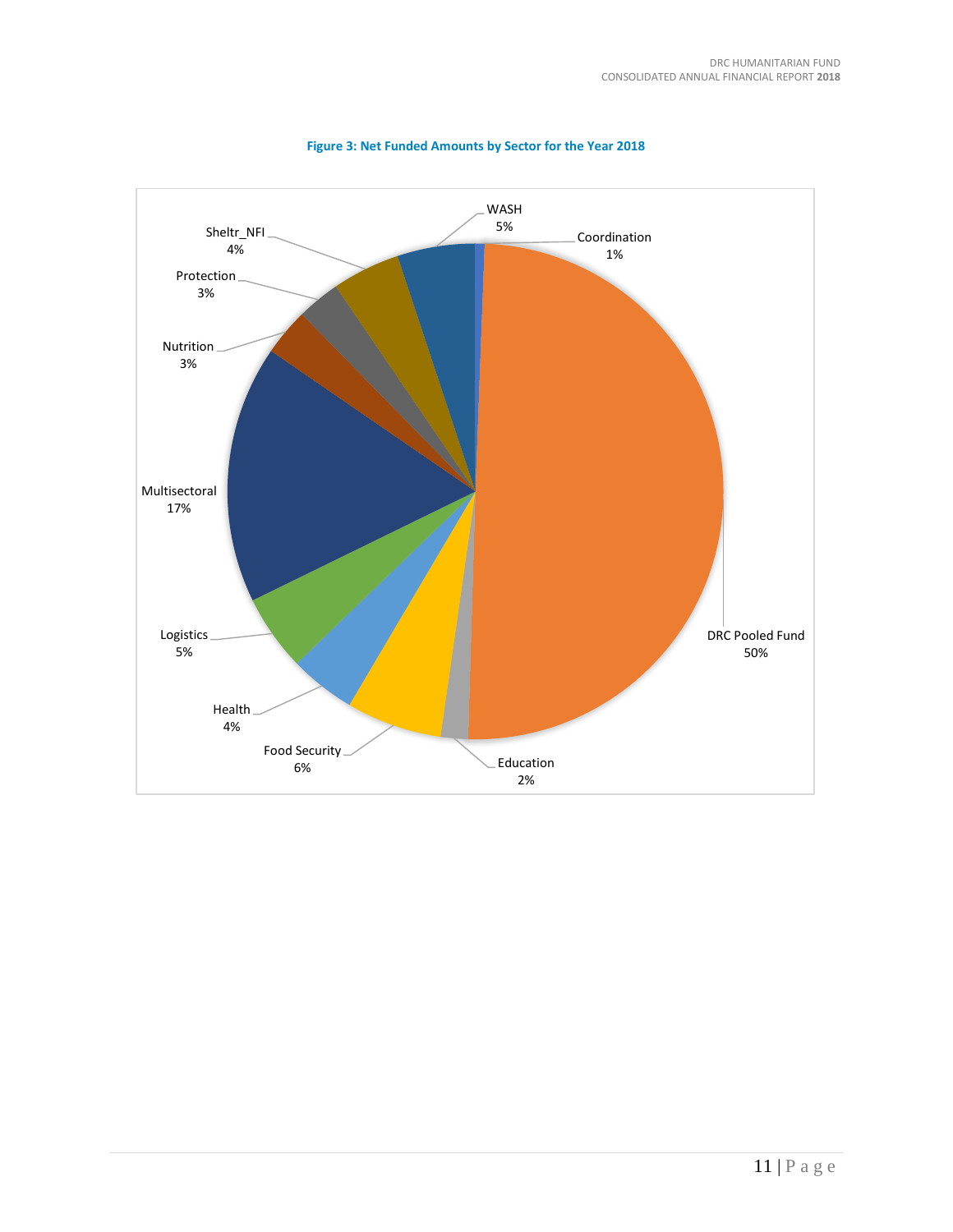**Figure 3: Net Funded Amounts by Sector for the Year 2018**

WASH 5%

Coordination 1%

Sheltr_NFI 4%

Protection 3%

Nutrition 3%

Multisectoral 17%

Logistics 5%

Health 4%

Food Security 6%

Education 2%

DRC Pooled Fund 50%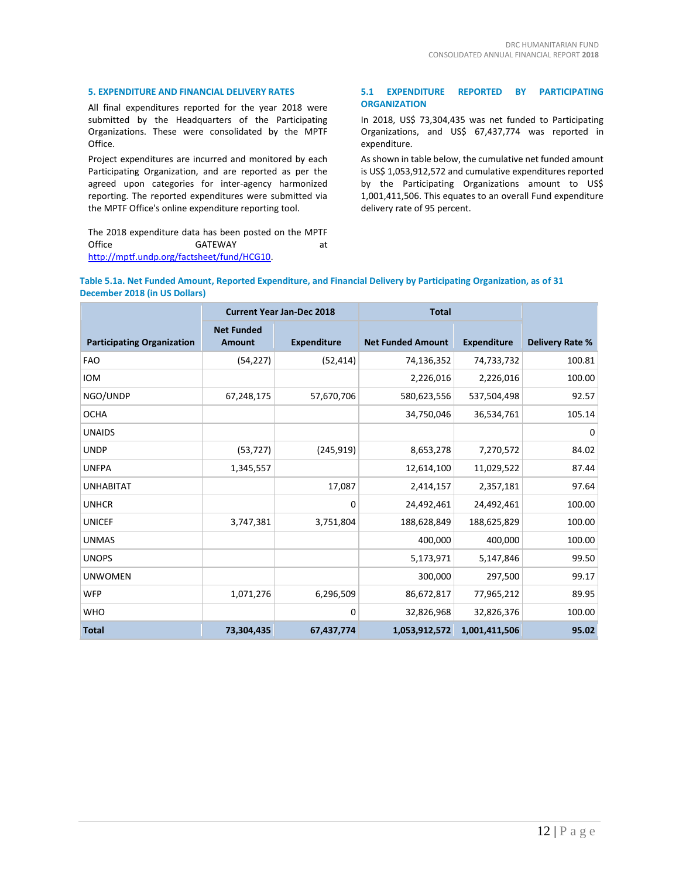## 5. EXPENDITURE AND FINANCIAL DELIVERY RATES

All final expenditures reported for the year 2018 were submitted by the Headquarters of the Participating Organizations. These were consolidated by the MPTF Office.

Project expenditures are incurred and monitored by each Participating Organization, and are reported as per the agreed upon categories for inter-agency harmonized reporting. The reported expenditures were submitted via the MPTF Office's online expenditure reporting tool.

The 2018 expenditure data has been posted on the MPTF Office GATEWAY at http://mptf.undp.org/factsheet/fund/HCG10.

### 5.1 EXPENDITURE REPORTED BY PARTICIPATING ORGANIZATION

In 2018, US$ 73,304,435 was net funded to Participating Organizations, and US$ 67,437,774 was reported in expenditure.

As shown in table below, the cumulative net funded amount is US$ 1,053,912,572 and cumulative expenditures reported by the Participating Organizations amount to US$ 1,001,411,506. This equates to an overall Fund expenditure delivery rate of 95 percent.

**Table 5.1a. Net Funded Amount, Reported Expenditure, and Financial Delivery by Participating Organization, as of 31 December 2018 (in US Dollars)**

| | Current Year Jan-Dec 2018 | | Total | | |
|---|---|---|---|---|---|
| **Participating Organization** | **Net Funded Amount** | **Expenditure** | **Net Funded Amount** | **Expenditure** | **Delivery Rate %** |
| FAO | (54,227) | (52,414) | 74,136,352 | 74,733,732 | 100.81 |
| IOM | | | 2,226,016 | 2,226,016 | 100.00 |
| NGO/UNDP | 67,248,175 | 57,670,706 | 580,623,556 | 537,504,498 | 92.57 |
| OCHA | | | 34,750,046 | 36,534,761 | 105.14 |
| UNAIDS | | | | | 0 |
| UNDP | (53,727) | (245,919) | 8,653,278 | 7,270,572 | 84.02 |
| UNFPA | 1,345,557 | | 12,614,100 | 11,029,522 | 87.44 |
| UNHABITAT | | 17,087 | 2,414,157 | 2,357,181 | 97.64 |
| UNHCR | | 0 | 24,492,461 | 24,492,461 | 100.00 |
| UNICEF | 3,747,381 | 3,751,804 | 188,628,849 | 188,625,829 | 100.00 |
| UNMAS | | | 400,000 | 400,000 | 100.00 |
| UNOPS | | | 5,173,971 | 5,147,846 | 99.50 |
| UNWOMEN | | | 300,000 | 297,500 | 99.17 |
| WFP | 1,071,276 | 6,296,509 | 86,672,817 | 77,965,212 | 89.95 |
| WHO | | 0 | 32,826,968 | 32,826,376 | 100.00 |
| **Total** | **73,304,435** | **67,437,774** | **1,053,912,572** | **1,001,411,506** | **95.02** |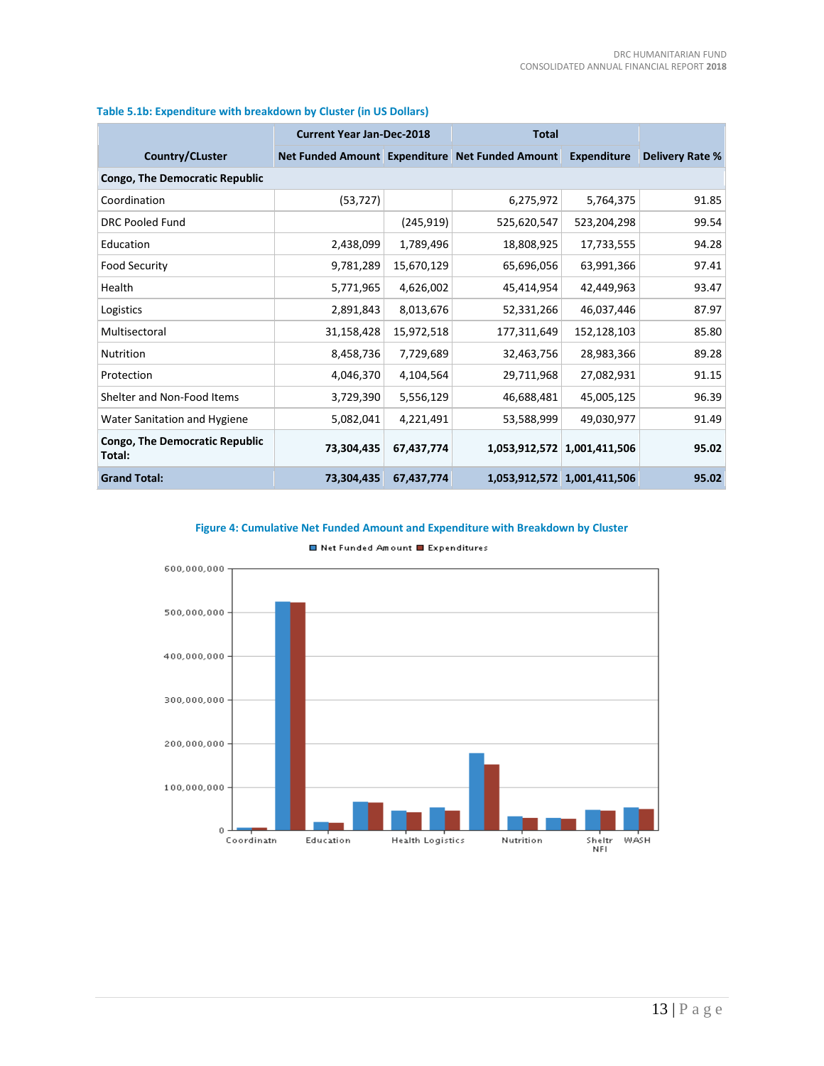**Table 5.1b: Expenditure with breakdown by Cluster (in US Dollars)**

| Country/CLuster | Current Year Jan-Dec-2018 | | Total | | |
|---|---|---|---|---|---|
| | Net Funded Amount | Expenditure | Net Funded Amount | Expenditure | Delivery Rate % |
| **Congo, The Democratic Republic** | | | | | |
| Coordination | (53,727) | | 6,275,972 | 5,764,375 | 91.85 |
| DRC Pooled Fund | | (245,919) | 525,620,547 | 523,204,298 | 99.54 |
| Education | 2,438,099 | 1,789,496 | 18,808,925 | 17,733,555 | 94.28 |
| Food Security | 9,781,289 | 15,670,129 | 65,696,056 | 63,991,366 | 97.41 |
| Health | 5,771,965 | 4,626,002 | 45,414,954 | 42,449,963 | 93.47 |
| Logistics | 2,891,843 | 8,013,676 | 52,331,266 | 46,037,446 | 87.97 |
| Multisectoral | 31,158,428 | 15,972,518 | 177,311,649 | 152,128,103 | 85.80 |
| Nutrition | 8,458,736 | 7,729,689 | 32,463,756 | 28,983,366 | 89.28 |
| Protection | 4,046,370 | 4,104,564 | 29,711,968 | 27,082,931 | 91.15 |
| Shelter and Non-Food Items | 3,729,390 | 5,556,129 | 46,688,481 | 45,005,125 | 96.39 |
| Water Sanitation and Hygiene | 5,082,041 | 4,221,491 | 53,588,999 | 49,030,977 | 91.49 |
| **Congo, The Democratic Republic Total:** | **73,304,435** | **67,437,774** | **1,053,912,572** | **1,001,411,506** | **95.02** |
| **Grand Total:** | **73,304,435** | **67,437,774** | **1,053,912,572** | **1,001,411,506** | **95.02** |

**Figure 4: Cumulative Net Funded Amount and Expenditure with Breakdown by Cluster**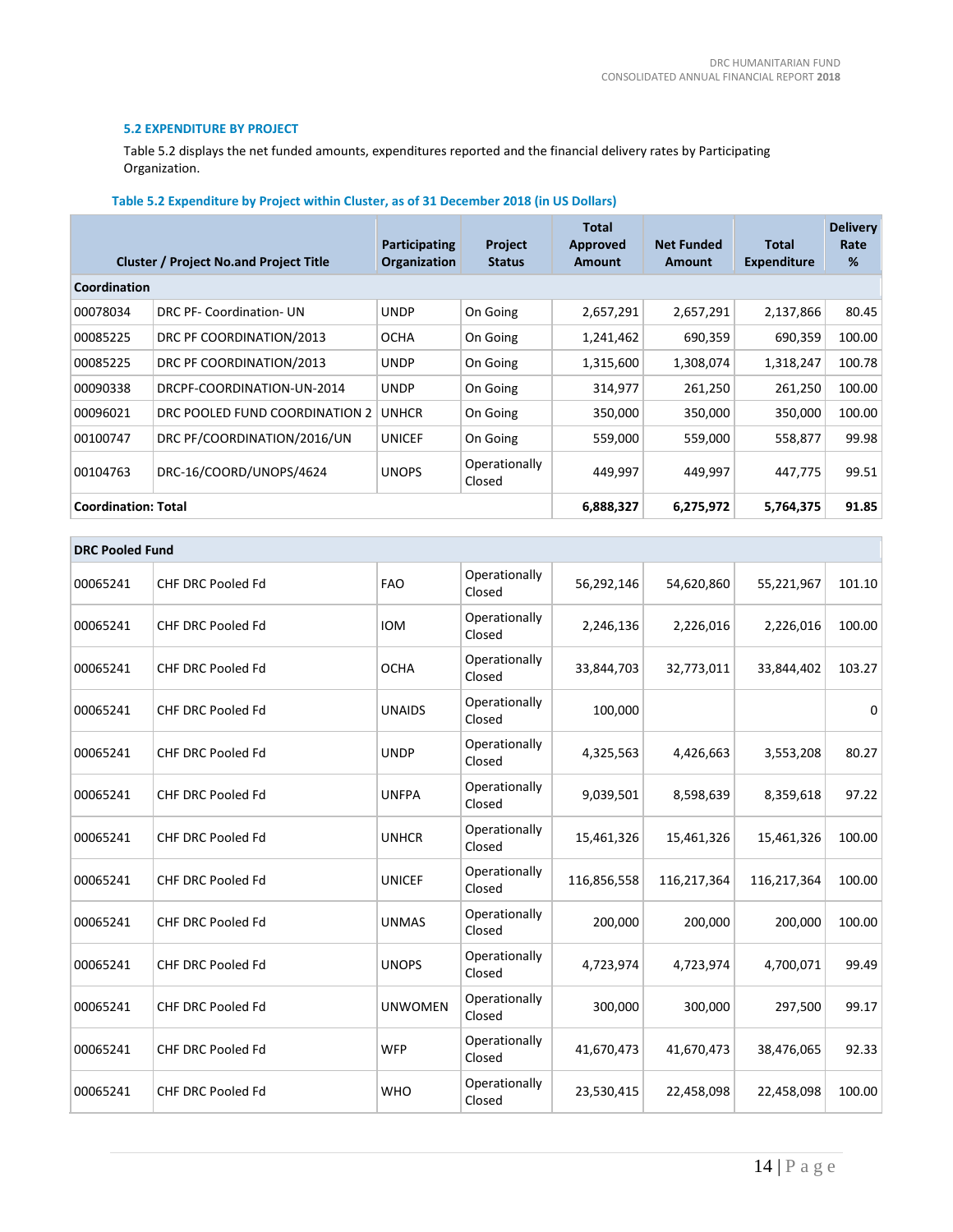### 5.2 EXPENDITURE BY PROJECT

Table 5.2 displays the net funded amounts, expenditures reported and the financial delivery rates by Participating Organization.

**Table 5.2 Expenditure by Project within Cluster, as of 31 December 2018 (in US Dollars)**

| Cluster / Project No.and Project Title | | Participating Organization | Project Status | Total Approved Amount | Net Funded Amount | Total Expenditure | Delivery Rate % |
|---|---|---|---|---|---|---|---|
| **Coordination** | | | | | | | |
| 00078034 | DRC PF- Coordination- UN | UNDP | On Going | 2,657,291 | 2,657,291 | 2,137,866 | 80.45 |
| 00085225 | DRC PF COORDINATION/2013 | OCHA | On Going | 1,241,462 | 690,359 | 690,359 | 100.00 |
| 00085225 | DRC PF COORDINATION/2013 | UNDP | On Going | 1,315,600 | 1,308,074 | 1,318,247 | 100.78 |
| 00090338 | DRCPF-COORDINATION-UN-2014 | UNDP | On Going | 314,977 | 261,250 | 261,250 | 100.00 |
| 00096021 | DRC POOLED FUND COORDINATION 2 | UNHCR | On Going | 350,000 | 350,000 | 350,000 | 100.00 |
| 00100747 | DRC PF/COORDINATION/2016/UN | UNICEF | On Going | 559,000 | 559,000 | 558,877 | 99.98 |
| 00104763 | DRC-16/COORD/UNOPS/4624 | UNOPS | Operationally Closed | 449,997 | 449,997 | 447,775 | 99.51 |
| **Coordination: Total** | | | | **6,888,327** | **6,275,972** | **5,764,375** | **91.85** |
| **DRC Pooled Fund** | | | | | | | |
| 00065241 | CHF DRC Pooled Fd | FAO | Operationally Closed | 56,292,146 | 54,620,860 | 55,221,967 | 101.10 |
| 00065241 | CHF DRC Pooled Fd | IOM | Operationally Closed | 2,246,136 | 2,226,016 | 2,226,016 | 100.00 |
| 00065241 | CHF DRC Pooled Fd | OCHA | Operationally Closed | 33,844,703 | 32,773,011 | 33,844,402 | 103.27 |
| 00065241 | CHF DRC Pooled Fd | UNAIDS | Operationally Closed | 100,000 | | | 0 |
| 00065241 | CHF DRC Pooled Fd | UNDP | Operationally Closed | 4,325,563 | 4,426,663 | 3,553,208 | 80.27 |
| 00065241 | CHF DRC Pooled Fd | UNFPA | Operationally Closed | 9,039,501 | 8,598,639 | 8,359,618 | 97.22 |
| 00065241 | CHF DRC Pooled Fd | UNHCR | Operationally Closed | 15,461,326 | 15,461,326 | 15,461,326 | 100.00 |
| 00065241 | CHF DRC Pooled Fd | UNICEF | Operationally Closed | 116,856,558 | 116,217,364 | 116,217,364 | 100.00 |
| 00065241 | CHF DRC Pooled Fd | UNMAS | Operationally Closed | 200,000 | 200,000 | 200,000 | 100.00 |
| 00065241 | CHF DRC Pooled Fd | UNOPS | Operationally Closed | 4,723,974 | 4,723,974 | 4,700,071 | 99.49 |
| 00065241 | CHF DRC Pooled Fd | UNWOMEN | Operationally Closed | 300,000 | 300,000 | 297,500 | 99.17 |
| 00065241 | CHF DRC Pooled Fd | WFP | Operationally Closed | 41,670,473 | 41,670,473 | 38,476,065 | 92.33 |
| 00065241 | CHF DRC Pooled Fd | WHO | Operationally Closed | 23,530,415 | 22,458,098 | 22,458,098 | 100.00 |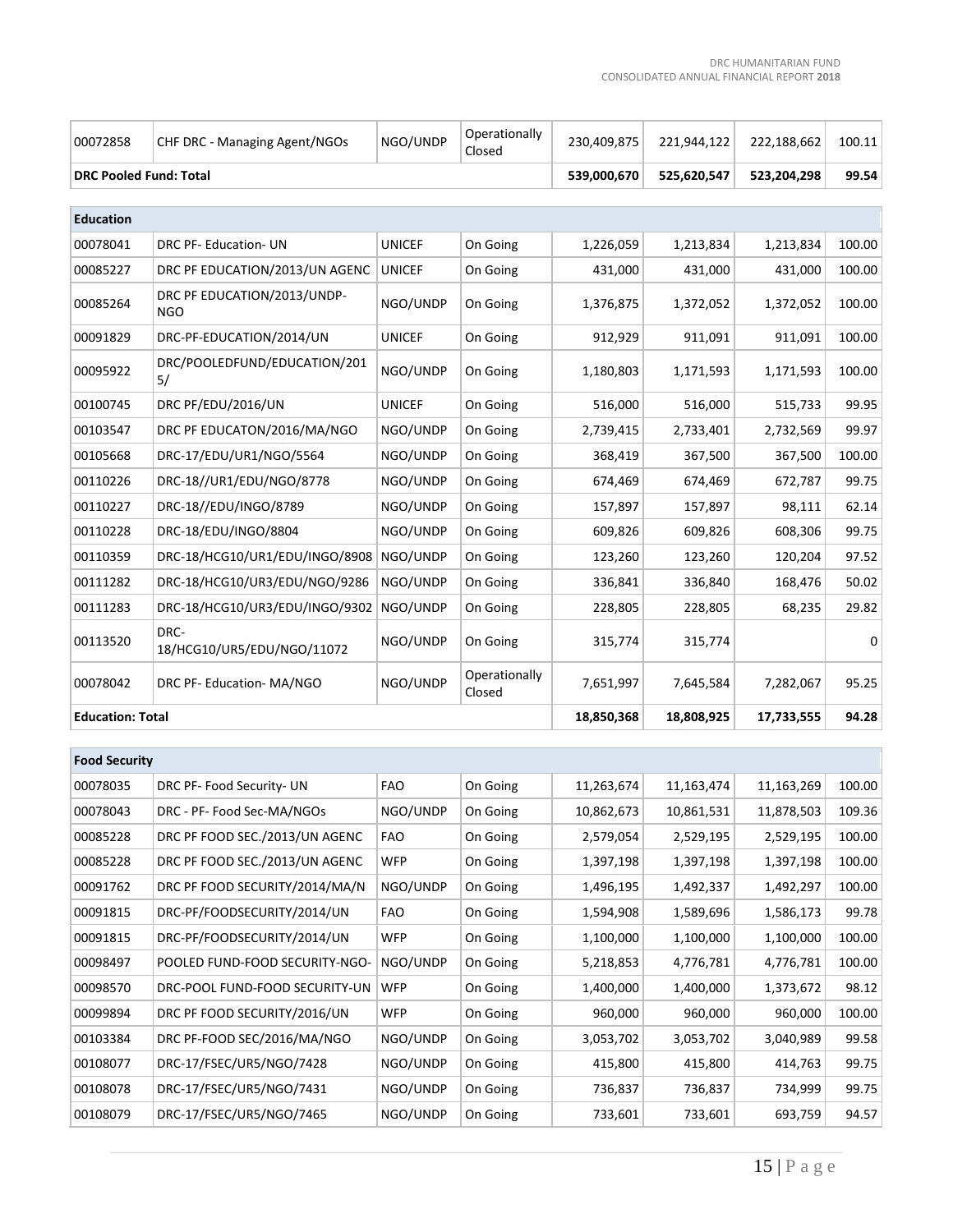| | | | | | | | |
|---|---|---|---|---|---|---|---|
| 00072858 | CHF DRC - Managing Agent/NGOs | NGO/UNDP | Operationally Closed | 230,409,875 | 221,944,122 | 222,188,662 | 100.11 |
| **DRC Pooled Fund: Total** | | | | **539,000,670** | **525,620,547** | **523,204,298** | **99.54** |

| **Education** | | | | | | | |
|---|---|---|---|---|---|---|---|
| 00078041 | DRC PF- Education- UN | UNICEF | On Going | 1,226,059 | 1,213,834 | 1,213,834 | 100.00 |
| 00085227 | DRC PF EDUCATION/2013/UN AGENC | UNICEF | On Going | 431,000 | 431,000 | 431,000 | 100.00 |
| 00085264 | DRC PF EDUCATION/2013/UNDP-NGO | NGO/UNDP | On Going | 1,376,875 | 1,372,052 | 1,372,052 | 100.00 |
| 00091829 | DRC-PF-EDUCATION/2014/UN | UNICEF | On Going | 912,929 | 911,091 | 911,091 | 100.00 |
| 00095922 | DRC/POOLEDFUND/EDUCATION/2015/ | NGO/UNDP | On Going | 1,180,803 | 1,171,593 | 1,171,593 | 100.00 |
| 00100745 | DRC PF/EDU/2016/UN | UNICEF | On Going | 516,000 | 516,000 | 515,733 | 99.95 |
| 00103547 | DRC PF EDUCATON/2016/MA/NGO | NGO/UNDP | On Going | 2,739,415 | 2,733,401 | 2,732,569 | 99.97 |
| 00105668 | DRC-17/EDU/UR1/NGO/5564 | NGO/UNDP | On Going | 368,419 | 367,500 | 367,500 | 100.00 |
| 00110226 | DRC-18//UR1/EDU/NGO/8778 | NGO/UNDP | On Going | 674,469 | 674,469 | 672,787 | 99.75 |
| 00110227 | DRC-18//EDU/INGO/8789 | NGO/UNDP | On Going | 157,897 | 157,897 | 98,111 | 62.14 |
| 00110228 | DRC-18/EDU/INGO/8804 | NGO/UNDP | On Going | 609,826 | 609,826 | 608,306 | 99.75 |
| 00110359 | DRC-18/HCG10/UR1/EDU/INGO/8908 | NGO/UNDP | On Going | 123,260 | 123,260 | 120,204 | 97.52 |
| 00111282 | DRC-18/HCG10/UR3/EDU/NGO/9286 | NGO/UNDP | On Going | 336,841 | 336,840 | 168,476 | 50.02 |
| 00111283 | DRC-18/HCG10/UR3/EDU/INGO/9302 | NGO/UNDP | On Going | 228,805 | 228,805 | 68,235 | 29.82 |
| 00113520 | DRC-18/HCG10/UR5/EDU/NGO/11072 | NGO/UNDP | On Going | 315,774 | 315,774 | | 0 |
| 00078042 | DRC PF- Education- MA/NGO | NGO/UNDP | Operationally Closed | 7,651,997 | 7,645,584 | 7,282,067 | 95.25 |
| **Education: Total** | | | | **18,850,368** | **18,808,925** | **17,733,555** | **94.28** |

| **Food Security** | | | | | | | |
|---|---|---|---|---|---|---|---|
| 00078035 | DRC PF- Food Security- UN | FAO | On Going | 11,263,674 | 11,163,474 | 11,163,269 | 100.00 |
| 00078043 | DRC - PF- Food Sec-MA/NGOs | NGO/UNDP | On Going | 10,862,673 | 10,861,531 | 11,878,503 | 109.36 |
| 00085228 | DRC PF FOOD SEC./2013/UN AGENC | FAO | On Going | 2,579,054 | 2,529,195 | 2,529,195 | 100.00 |
| 00085228 | DRC PF FOOD SEC./2013/UN AGENC | WFP | On Going | 1,397,198 | 1,397,198 | 1,397,198 | 100.00 |
| 00091762 | DRC PF FOOD SECURITY/2014/MA/N | NGO/UNDP | On Going | 1,496,195 | 1,492,337 | 1,492,297 | 100.00 |
| 00091815 | DRC-PF/FOODSECURITY/2014/UN | FAO | On Going | 1,594,908 | 1,589,696 | 1,586,173 | 99.78 |
| 00091815 | DRC-PF/FOODSECURITY/2014/UN | WFP | On Going | 1,100,000 | 1,100,000 | 1,100,000 | 100.00 |
| 00098497 | POOLED FUND-FOOD SECURITY-NGO- | NGO/UNDP | On Going | 5,218,853 | 4,776,781 | 4,776,781 | 100.00 |
| 00098570 | DRC-POOL FUND-FOOD SECURITY-UN | WFP | On Going | 1,400,000 | 1,400,000 | 1,373,672 | 98.12 |
| 00099894 | DRC PF FOOD SECURITY/2016/UN | WFP | On Going | 960,000 | 960,000 | 960,000 | 100.00 |
| 00103384 | DRC PF-FOOD SEC/2016/MA/NGO | NGO/UNDP | On Going | 3,053,702 | 3,053,702 | 3,040,989 | 99.58 |
| 00108077 | DRC-17/FSEC/UR5/NGO/7428 | NGO/UNDP | On Going | 415,800 | 415,800 | 414,763 | 99.75 |
| 00108078 | DRC-17/FSEC/UR5/NGO/7431 | NGO/UNDP | On Going | 736,837 | 736,837 | 734,999 | 99.75 |
| 00108079 | DRC-17/FSEC/UR5/NGO/7465 | NGO/UNDP | On Going | 733,601 | 733,601 | 693,759 | 94.57 |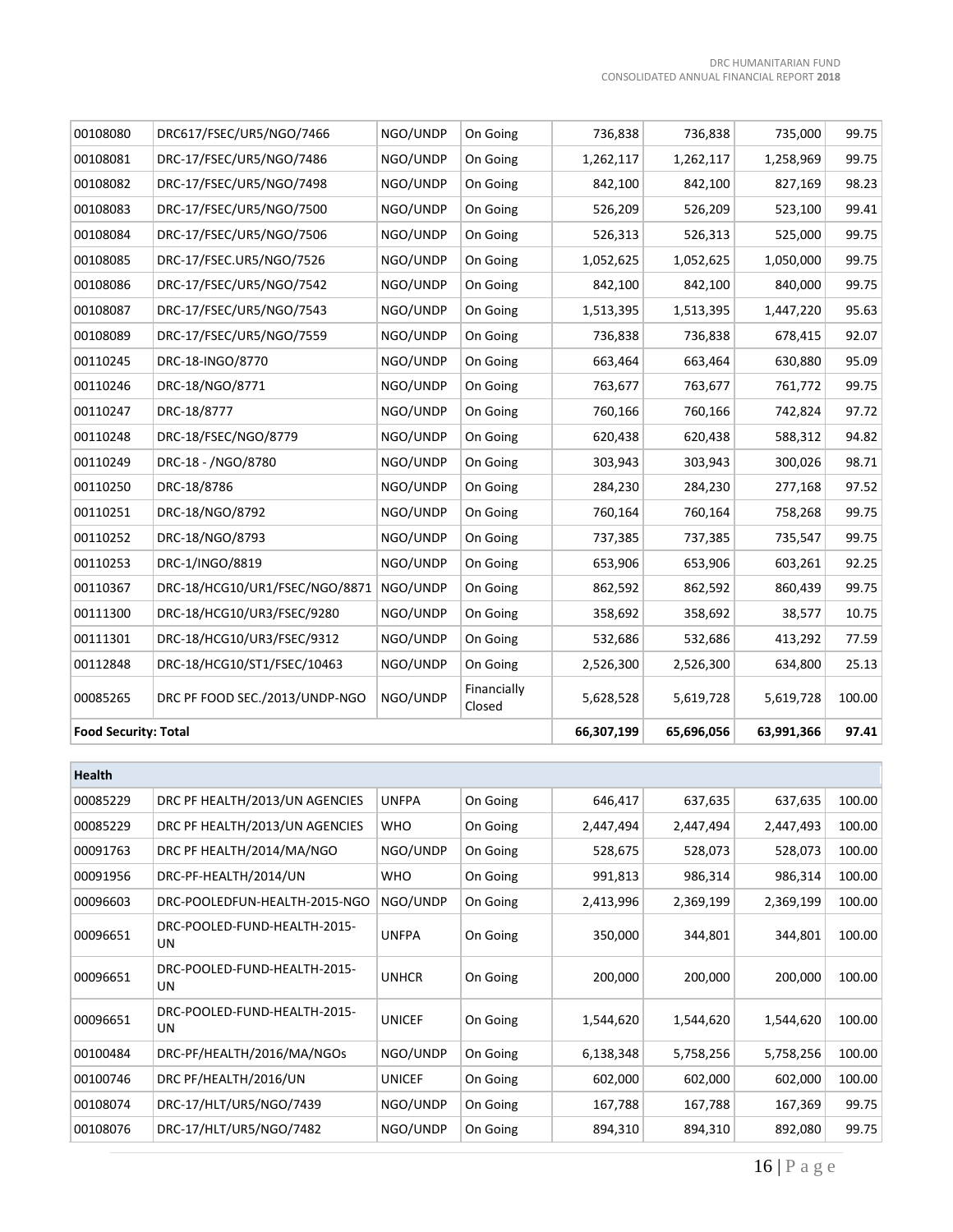| | | | | | | | |
|---|---|---|---|---|---|---|---|
| 00108080 | DRC617/FSEC/UR5/NGO/7466 | NGO/UNDP | On Going | 736,838 | 736,838 | 735,000 | 99.75 |
| 00108081 | DRC-17/FSEC/UR5/NGO/7486 | NGO/UNDP | On Going | 1,262,117 | 1,262,117 | 1,258,969 | 99.75 |
| 00108082 | DRC-17/FSEC/UR5/NGO/7498 | NGO/UNDP | On Going | 842,100 | 842,100 | 827,169 | 98.23 |
| 00108083 | DRC-17/FSEC/UR5/NGO/7500 | NGO/UNDP | On Going | 526,209 | 526,209 | 523,100 | 99.41 |
| 00108084 | DRC-17/FSEC/UR5/NGO/7506 | NGO/UNDP | On Going | 526,313 | 526,313 | 525,000 | 99.75 |
| 00108085 | DRC-17/FSEC.UR5/NGO/7526 | NGO/UNDP | On Going | 1,052,625 | 1,052,625 | 1,050,000 | 99.75 |
| 00108086 | DRC-17/FSEC/UR5/NGO/7542 | NGO/UNDP | On Going | 842,100 | 842,100 | 840,000 | 99.75 |
| 00108087 | DRC-17/FSEC/UR5/NGO/7543 | NGO/UNDP | On Going | 1,513,395 | 1,513,395 | 1,447,220 | 95.63 |
| 00108089 | DRC-17/FSEC/UR5/NGO/7559 | NGO/UNDP | On Going | 736,838 | 736,838 | 678,415 | 92.07 |
| 00110245 | DRC-18-INGO/8770 | NGO/UNDP | On Going | 663,464 | 663,464 | 630,880 | 95.09 |
| 00110246 | DRC-18/NGO/8771 | NGO/UNDP | On Going | 763,677 | 763,677 | 761,772 | 99.75 |
| 00110247 | DRC-18/8777 | NGO/UNDP | On Going | 760,166 | 760,166 | 742,824 | 97.72 |
| 00110248 | DRC-18/FSEC/NGO/8779 | NGO/UNDP | On Going | 620,438 | 620,438 | 588,312 | 94.82 |
| 00110249 | DRC-18 - /NGO/8780 | NGO/UNDP | On Going | 303,943 | 303,943 | 300,026 | 98.71 |
| 00110250 | DRC-18/8786 | NGO/UNDP | On Going | 284,230 | 284,230 | 277,168 | 97.52 |
| 00110251 | DRC-18/NGO/8792 | NGO/UNDP | On Going | 760,164 | 760,164 | 758,268 | 99.75 |
| 00110252 | DRC-18/NGO/8793 | NGO/UNDP | On Going | 737,385 | 737,385 | 735,547 | 99.75 |
| 00110253 | DRC-1/INGO/8819 | NGO/UNDP | On Going | 653,906 | 653,906 | 603,261 | 92.25 |
| 00110367 | DRC-18/HCG10/UR1/FSEC/NGO/8871 | NGO/UNDP | On Going | 862,592 | 862,592 | 860,439 | 99.75 |
| 00111300 | DRC-18/HCG10/UR3/FSEC/9280 | NGO/UNDP | On Going | 358,692 | 358,692 | 38,577 | 10.75 |
| 00111301 | DRC-18/HCG10/UR3/FSEC/9312 | NGO/UNDP | On Going | 532,686 | 532,686 | 413,292 | 77.59 |
| 00112848 | DRC-18/HCG10/ST1/FSEC/10463 | NGO/UNDP | On Going | 2,526,300 | 2,526,300 | 634,800 | 25.13 |
| 00085265 | DRC PF FOOD SEC./2013/UNDP-NGO | NGO/UNDP | Financially Closed | 5,628,528 | 5,619,728 | 5,619,728 | 100.00 |
| **Food Security: Total** | | | | **66,307,199** | **65,696,056** | **63,991,366** | **97.41** |

| **Health** | | | | | | | |
|---|---|---|---|---|---|---|---|
| 00085229 | DRC PF HEALTH/2013/UN AGENCIES | UNFPA | On Going | 646,417 | 637,635 | 637,635 | 100.00 |
| 00085229 | DRC PF HEALTH/2013/UN AGENCIES | WHO | On Going | 2,447,494 | 2,447,494 | 2,447,493 | 100.00 |
| 00091763 | DRC PF HEALTH/2014/MA/NGO | NGO/UNDP | On Going | 528,675 | 528,073 | 528,073 | 100.00 |
| 00091956 | DRC-PF-HEALTH/2014/UN | WHO | On Going | 991,813 | 986,314 | 986,314 | 100.00 |
| 00096603 | DRC-POOLEDFUN-HEALTH-2015-NGO | NGO/UNDP | On Going | 2,413,996 | 2,369,199 | 2,369,199 | 100.00 |
| 00096651 | DRC-POOLED-FUND-HEALTH-2015-UN | UNFPA | On Going | 350,000 | 344,801 | 344,801 | 100.00 |
| 00096651 | DRC-POOLED-FUND-HEALTH-2015-UN | UNHCR | On Going | 200,000 | 200,000 | 200,000 | 100.00 |
| 00096651 | DRC-POOLED-FUND-HEALTH-2015-UN | UNICEF | On Going | 1,544,620 | 1,544,620 | 1,544,620 | 100.00 |
| 00100484 | DRC-PF/HEALTH/2016/MA/NGOs | NGO/UNDP | On Going | 6,138,348 | 5,758,256 | 5,758,256 | 100.00 |
| 00100746 | DRC PF/HEALTH/2016/UN | UNICEF | On Going | 602,000 | 602,000 | 602,000 | 100.00 |
| 00108074 | DRC-17/HLT/UR5/NGO/7439 | NGO/UNDP | On Going | 167,788 | 167,788 | 167,369 | 99.75 |
| 00108076 | DRC-17/HLT/UR5/NGO/7482 | NGO/UNDP | On Going | 894,310 | 894,310 | 892,080 | 99.75 |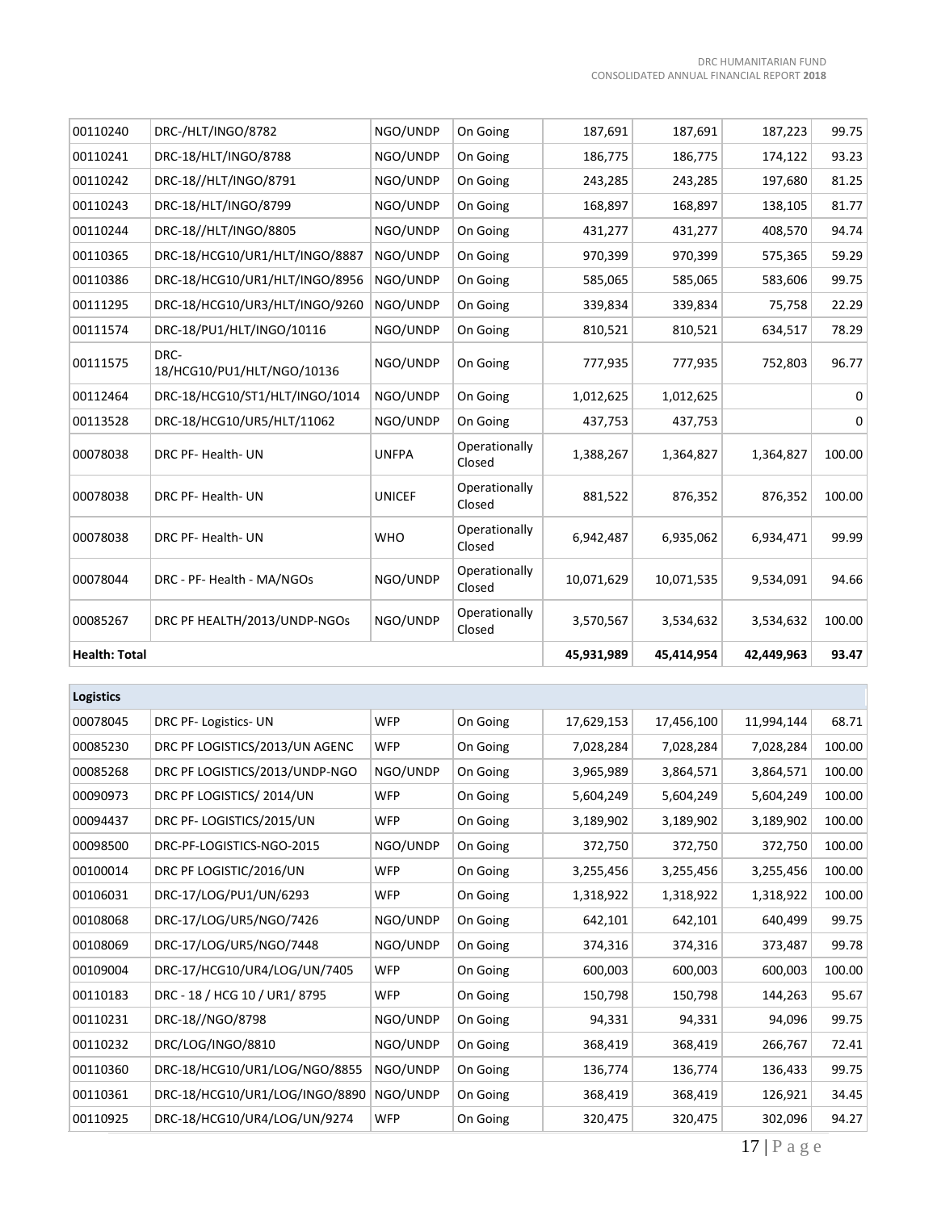| | | | | | | | |
|---|---|---|---|---|---|---|---|
| 00110240 | DRC-/HLT/INGO/8782 | NGO/UNDP | On Going | 187,691 | 187,691 | 187,223 | 99.75 |
| 00110241 | DRC-18/HLT/INGO/8788 | NGO/UNDP | On Going | 186,775 | 186,775 | 174,122 | 93.23 |
| 00110242 | DRC-18//HLT/INGO/8791 | NGO/UNDP | On Going | 243,285 | 243,285 | 197,680 | 81.25 |
| 00110243 | DRC-18/HLT/INGO/8799 | NGO/UNDP | On Going | 168,897 | 168,897 | 138,105 | 81.77 |
| 00110244 | DRC-18//HLT/INGO/8805 | NGO/UNDP | On Going | 431,277 | 431,277 | 408,570 | 94.74 |
| 00110365 | DRC-18/HCG10/UR1/HLT/INGO/8887 | NGO/UNDP | On Going | 970,399 | 970,399 | 575,365 | 59.29 |
| 00110386 | DRC-18/HCG10/UR1/HLT/INGO/8956 | NGO/UNDP | On Going | 585,065 | 585,065 | 583,606 | 99.75 |
| 00111295 | DRC-18/HCG10/UR3/HLT/INGO/9260 | NGO/UNDP | On Going | 339,834 | 339,834 | 75,758 | 22.29 |
| 00111574 | DRC-18/PU1/HLT/INGO/10116 | NGO/UNDP | On Going | 810,521 | 810,521 | 634,517 | 78.29 |
| 00111575 | DRC-18/HCG10/PU1/HLT/NGO/10136 | NGO/UNDP | On Going | 777,935 | 777,935 | 752,803 | 96.77 |
| 00112464 | DRC-18/HCG10/ST1/HLT/INGO/1014 | NGO/UNDP | On Going | 1,012,625 | 1,012,625 | | 0 |
| 00113528 | DRC-18/HCG10/UR5/HLT/11062 | NGO/UNDP | On Going | 437,753 | 437,753 | | 0 |
| 00078038 | DRC PF- Health- UN | UNFPA | Operationally Closed | 1,388,267 | 1,364,827 | 1,364,827 | 100.00 |
| 00078038 | DRC PF- Health- UN | UNICEF | Operationally Closed | 881,522 | 876,352 | 876,352 | 100.00 |
| 00078038 | DRC PF- Health- UN | WHO | Operationally Closed | 6,942,487 | 6,935,062 | 6,934,471 | 99.99 |
| 00078044 | DRC - PF- Health - MA/NGOs | NGO/UNDP | Operationally Closed | 10,071,629 | 10,071,535 | 9,534,091 | 94.66 |
| 00085267 | DRC PF HEALTH/2013/UNDP-NGOs | NGO/UNDP | Operationally Closed | 3,570,567 | 3,534,632 | 3,534,632 | 100.00 |
| **Health: Total** | | | | **45,931,989** | **45,414,954** | **42,449,963** | **93.47** |

| **Logistics** | | | | | | | |
|---|---|---|---|---|---|---|---|
| 00078045 | DRC PF- Logistics- UN | WFP | On Going | 17,629,153 | 17,456,100 | 11,994,144 | 68.71 |
| 00085230 | DRC PF LOGISTICS/2013/UN AGENC | WFP | On Going | 7,028,284 | 7,028,284 | 7,028,284 | 100.00 |
| 00085268 | DRC PF LOGISTICS/2013/UNDP-NGO | NGO/UNDP | On Going | 3,965,989 | 3,864,571 | 3,864,571 | 100.00 |
| 00090973 | DRC PF LOGISTICS/ 2014/UN | WFP | On Going | 5,604,249 | 5,604,249 | 5,604,249 | 100.00 |
| 00094437 | DRC PF- LOGISTICS/2015/UN | WFP | On Going | 3,189,902 | 3,189,902 | 3,189,902 | 100.00 |
| 00098500 | DRC-PF-LOGISTICS-NGO-2015 | NGO/UNDP | On Going | 372,750 | 372,750 | 372,750 | 100.00 |
| 00100014 | DRC PF LOGISTIC/2016/UN | WFP | On Going | 3,255,456 | 3,255,456 | 3,255,456 | 100.00 |
| 00106031 | DRC-17/LOG/PU1/UN/6293 | WFP | On Going | 1,318,922 | 1,318,922 | 1,318,922 | 100.00 |
| 00108068 | DRC-17/LOG/UR5/NGO/7426 | NGO/UNDP | On Going | 642,101 | 642,101 | 640,499 | 99.75 |
| 00108069 | DRC-17/LOG/UR5/NGO/7448 | NGO/UNDP | On Going | 374,316 | 374,316 | 373,487 | 99.78 |
| 00109004 | DRC-17/HCG10/UR4/LOG/UN/7405 | WFP | On Going | 600,003 | 600,003 | 600,003 | 100.00 |
| 00110183 | DRC - 18 / HCG 10 / UR1/ 8795 | WFP | On Going | 150,798 | 150,798 | 144,263 | 95.67 |
| 00110231 | DRC-18//NGO/8798 | NGO/UNDP | On Going | 94,331 | 94,331 | 94,096 | 99.75 |
| 00110232 | DRC/LOG/INGO/8810 | NGO/UNDP | On Going | 368,419 | 368,419 | 266,767 | 72.41 |
| 00110360 | DRC-18/HCG10/UR1/LOG/NGO/8855 | NGO/UNDP | On Going | 136,774 | 136,774 | 136,433 | 99.75 |
| 00110361 | DRC-18/HCG10/UR1/LOG/INGO/8890 | NGO/UNDP | On Going | 368,419 | 368,419 | 126,921 | 34.45 |
| 00110925 | DRC-18/HCG10/UR4/LOG/UN/9274 | WFP | On Going | 320,475 | 320,475 | 302,096 | 94.27 |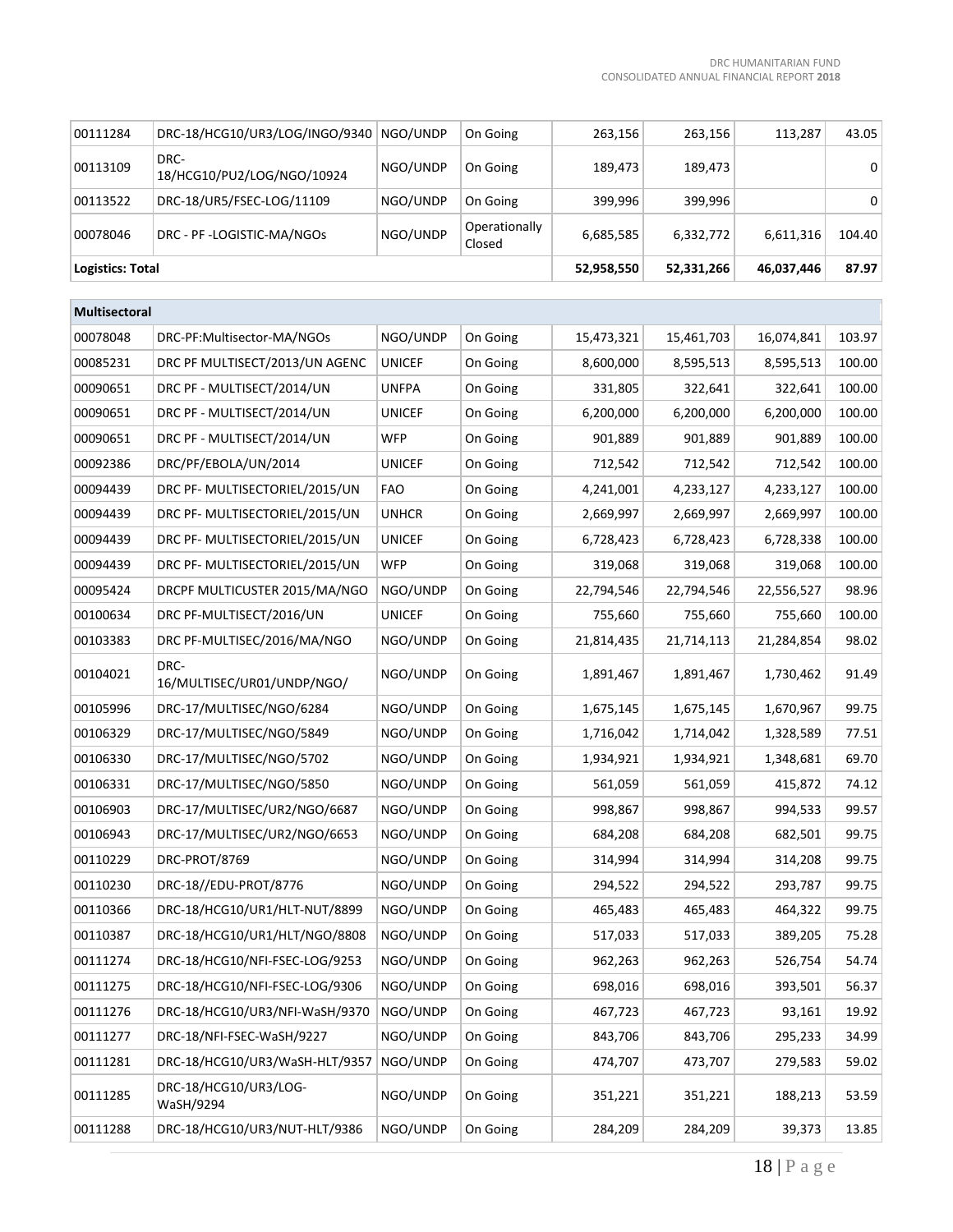| | | | | | | | |
|---|---|---|---|---|---|---|---|
| 00111284 | DRC-18/HCG10/UR3/LOG/INGO/9340 | NGO/UNDP | On Going | 263,156 | 263,156 | 113,287 | 43.05 |
| 00113109 | DRC-18/HCG10/PU2/LOG/NGO/10924 | NGO/UNDP | On Going | 189,473 | 189,473 | | 0 |
| 00113522 | DRC-18/UR5/FSEC-LOG/11109 | NGO/UNDP | On Going | 399,996 | 399,996 | | 0 |
| 00078046 | DRC - PF -LOGISTIC-MA/NGOs | NGO/UNDP | Operationally Closed | 6,685,585 | 6,332,772 | 6,611,316 | 104.40 |
| **Logistics: Total** | | | | **52,958,550** | **52,331,266** | **46,037,446** | **87.97** |

| **Multisectoral** | | | | | | | |
|---|---|---|---|---|---|---|---|
| 00078048 | DRC-PF:Multisector-MA/NGOs | NGO/UNDP | On Going | 15,473,321 | 15,461,703 | 16,074,841 | 103.97 |
| 00085231 | DRC PF MULTISECT/2013/UN AGENC | UNICEF | On Going | 8,600,000 | 8,595,513 | 8,595,513 | 100.00 |
| 00090651 | DRC PF - MULTISECT/2014/UN | UNFPA | On Going | 331,805 | 322,641 | 322,641 | 100.00 |
| 00090651 | DRC PF - MULTISECT/2014/UN | UNICEF | On Going | 6,200,000 | 6,200,000 | 6,200,000 | 100.00 |
| 00090651 | DRC PF - MULTISECT/2014/UN | WFP | On Going | 901,889 | 901,889 | 901,889 | 100.00 |
| 00092386 | DRC/PF/EBOLA/UN/2014 | UNICEF | On Going | 712,542 | 712,542 | 712,542 | 100.00 |
| 00094439 | DRC PF- MULTISECTORIEL/2015/UN | FAO | On Going | 4,241,001 | 4,233,127 | 4,233,127 | 100.00 |
| 00094439 | DRC PF- MULTISECTORIEL/2015/UN | UNHCR | On Going | 2,669,997 | 2,669,997 | 2,669,997 | 100.00 |
| 00094439 | DRC PF- MULTISECTORIEL/2015/UN | UNICEF | On Going | 6,728,423 | 6,728,423 | 6,728,338 | 100.00 |
| 00094439 | DRC PF- MULTISECTORIEL/2015/UN | WFP | On Going | 319,068 | 319,068 | 319,068 | 100.00 |
| 00095424 | DRCPF MULTICUSTER 2015/MA/NGO | NGO/UNDP | On Going | 22,794,546 | 22,794,546 | 22,556,527 | 98.96 |
| 00100634 | DRC PF-MULTISECT/2016/UN | UNICEF | On Going | 755,660 | 755,660 | 755,660 | 100.00 |
| 00103383 | DRC PF-MULTISEC/2016/MA/NGO | NGO/UNDP | On Going | 21,814,435 | 21,714,113 | 21,284,854 | 98.02 |
| 00104021 | DRC-16/MULTISEC/UR01/UNDP/NGO/ | NGO/UNDP | On Going | 1,891,467 | 1,891,467 | 1,730,462 | 91.49 |
| 00105996 | DRC-17/MULTISEC/NGO/6284 | NGO/UNDP | On Going | 1,675,145 | 1,675,145 | 1,670,967 | 99.75 |
| 00106329 | DRC-17/MULTISEC/NGO/5849 | NGO/UNDP | On Going | 1,716,042 | 1,714,042 | 1,328,589 | 77.51 |
| 00106330 | DRC-17/MULTISEC/NGO/5702 | NGO/UNDP | On Going | 1,934,921 | 1,934,921 | 1,348,681 | 69.70 |
| 00106331 | DRC-17/MULTISEC/NGO/5850 | NGO/UNDP | On Going | 561,059 | 561,059 | 415,872 | 74.12 |
| 00106903 | DRC-17/MULTISEC/UR2/NGO/6687 | NGO/UNDP | On Going | 998,867 | 998,867 | 994,533 | 99.57 |
| 00106943 | DRC-17/MULTISEC/UR2/NGO/6653 | NGO/UNDP | On Going | 684,208 | 684,208 | 682,501 | 99.75 |
| 00110229 | DRC-PROT/8769 | NGO/UNDP | On Going | 314,994 | 314,994 | 314,208 | 99.75 |
| 00110230 | DRC-18//EDU-PROT/8776 | NGO/UNDP | On Going | 294,522 | 294,522 | 293,787 | 99.75 |
| 00110366 | DRC-18/HCG10/UR1/HLT-NUT/8899 | NGO/UNDP | On Going | 465,483 | 465,483 | 464,322 | 99.75 |
| 00110387 | DRC-18/HCG10/UR1/HLT/NGO/8808 | NGO/UNDP | On Going | 517,033 | 517,033 | 389,205 | 75.28 |
| 00111274 | DRC-18/HCG10/NFI-FSEC-LOG/9253 | NGO/UNDP | On Going | 962,263 | 962,263 | 526,754 | 54.74 |
| 00111275 | DRC-18/HCG10/NFI-FSEC-LOG/9306 | NGO/UNDP | On Going | 698,016 | 698,016 | 393,501 | 56.37 |
| 00111276 | DRC-18/HCG10/UR3/NFI-WaSH/9370 | NGO/UNDP | On Going | 467,723 | 467,723 | 93,161 | 19.92 |
| 00111277 | DRC-18/NFI-FSEC-WaSH/9227 | NGO/UNDP | On Going | 843,706 | 843,706 | 295,233 | 34.99 |
| 00111281 | DRC-18/HCG10/UR3/WaSH-HLT/9357 | NGO/UNDP | On Going | 474,707 | 473,707 | 279,583 | 59.02 |
| 00111285 | DRC-18/HCG10/UR3/LOG-WaSH/9294 | NGO/UNDP | On Going | 351,221 | 351,221 | 188,213 | 53.59 |
| 00111288 | DRC-18/HCG10/UR3/NUT-HLT/9386 | NGO/UNDP | On Going | 284,209 | 284,209 | 39,373 | 13.85 |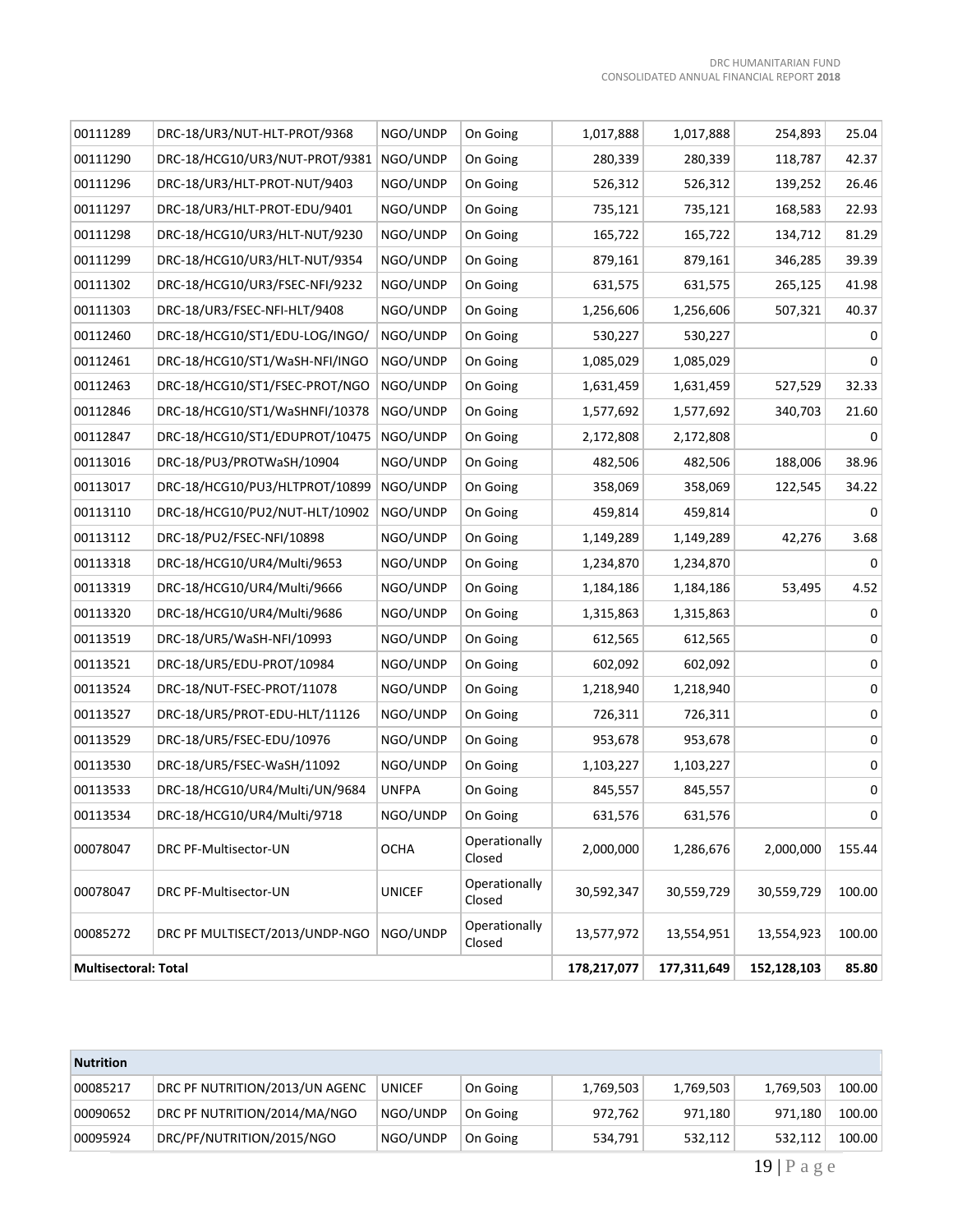| | | | | | | | |
|---|---|---|---|---|---|---|---|
| 00111289 | DRC-18/UR3/NUT-HLT-PROT/9368 | NGO/UNDP | On Going | 1,017,888 | 1,017,888 | 254,893 | 25.04 |
| 00111290 | DRC-18/HCG10/UR3/NUT-PROT/9381 | NGO/UNDP | On Going | 280,339 | 280,339 | 118,787 | 42.37 |
| 00111296 | DRC-18/UR3/HLT-PROT-NUT/9403 | NGO/UNDP | On Going | 526,312 | 526,312 | 139,252 | 26.46 |
| 00111297 | DRC-18/UR3/HLT-PROT-EDU/9401 | NGO/UNDP | On Going | 735,121 | 735,121 | 168,583 | 22.93 |
| 00111298 | DRC-18/HCG10/UR3/HLT-NUT/9230 | NGO/UNDP | On Going | 165,722 | 165,722 | 134,712 | 81.29 |
| 00111299 | DRC-18/HCG10/UR3/HLT-NUT/9354 | NGO/UNDP | On Going | 879,161 | 879,161 | 346,285 | 39.39 |
| 00111302 | DRC-18/HCG10/UR3/FSEC-NFI/9232 | NGO/UNDP | On Going | 631,575 | 631,575 | 265,125 | 41.98 |
| 00111303 | DRC-18/UR3/FSEC-NFI-HLT/9408 | NGO/UNDP | On Going | 1,256,606 | 1,256,606 | 507,321 | 40.37 |
| 00112460 | DRC-18/HCG10/ST1/EDU-LOG/INGO/ | NGO/UNDP | On Going | 530,227 | 530,227 | | 0 |
| 00112461 | DRC-18/HCG10/ST1/WaSH-NFI/INGO | NGO/UNDP | On Going | 1,085,029 | 1,085,029 | | 0 |
| 00112463 | DRC-18/HCG10/ST1/FSEC-PROT/NGO | NGO/UNDP | On Going | 1,631,459 | 1,631,459 | 527,529 | 32.33 |
| 00112846 | DRC-18/HCG10/ST1/WaSHNFI/10378 | NGO/UNDP | On Going | 1,577,692 | 1,577,692 | 340,703 | 21.60 |
| 00112847 | DRC-18/HCG10/ST1/EDUPROT/10475 | NGO/UNDP | On Going | 2,172,808 | 2,172,808 | | 0 |
| 00113016 | DRC-18/PU3/PROTWaSH/10904 | NGO/UNDP | On Going | 482,506 | 482,506 | 188,006 | 38.96 |
| 00113017 | DRC-18/HCG10/PU3/HLTPROT/10899 | NGO/UNDP | On Going | 358,069 | 358,069 | 122,545 | 34.22 |
| 00113110 | DRC-18/HCG10/PU2/NUT-HLT/10902 | NGO/UNDP | On Going | 459,814 | 459,814 | | 0 |
| 00113112 | DRC-18/PU2/FSEC-NFI/10898 | NGO/UNDP | On Going | 1,149,289 | 1,149,289 | 42,276 | 3.68 |
| 00113318 | DRC-18/HCG10/UR4/Multi/9653 | NGO/UNDP | On Going | 1,234,870 | 1,234,870 | | 0 |
| 00113319 | DRC-18/HCG10/UR4/Multi/9666 | NGO/UNDP | On Going | 1,184,186 | 1,184,186 | 53,495 | 4.52 |
| 00113320 | DRC-18/HCG10/UR4/Multi/9686 | NGO/UNDP | On Going | 1,315,863 | 1,315,863 | | 0 |
| 00113519 | DRC-18/UR5/WaSH-NFI/10993 | NGO/UNDP | On Going | 612,565 | 612,565 | | 0 |
| 00113521 | DRC-18/UR5/EDU-PROT/10984 | NGO/UNDP | On Going | 602,092 | 602,092 | | 0 |
| 00113524 | DRC-18/NUT-FSEC-PROT/11078 | NGO/UNDP | On Going | 1,218,940 | 1,218,940 | | 0 |
| 00113527 | DRC-18/UR5/PROT-EDU-HLT/11126 | NGO/UNDP | On Going | 726,311 | 726,311 | | 0 |
| 00113529 | DRC-18/UR5/FSEC-EDU/10976 | NGO/UNDP | On Going | 953,678 | 953,678 | | 0 |
| 00113530 | DRC-18/UR5/FSEC-WaSH/11092 | NGO/UNDP | On Going | 1,103,227 | 1,103,227 | | 0 |
| 00113533 | DRC-18/HCG10/UR4/Multi/UN/9684 | UNFPA | On Going | 845,557 | 845,557 | | 0 |
| 00113534 | DRC-18/HCG10/UR4/Multi/9718 | NGO/UNDP | On Going | 631,576 | 631,576 | | 0 |
| 00078047 | DRC PF-Multisector-UN | OCHA | Operationally Closed | 2,000,000 | 1,286,676 | 2,000,000 | 155.44 |
| 00078047 | DRC PF-Multisector-UN | UNICEF | Operationally Closed | 30,592,347 | 30,559,729 | 30,559,729 | 100.00 |
| 00085272 | DRC PF MULTISECT/2013/UNDP-NGO | NGO/UNDP | Operationally Closed | 13,577,972 | 13,554,951 | 13,554,923 | 100.00 |
| **Multisectoral: Total** | | | | **178,217,077** | **177,311,649** | **152,128,103** | **85.80** |

| **Nutrition** | | | | | | | |
|---|---|---|---|---|---|---|---|
| 00085217 | DRC PF NUTRITION/2013/UN AGENC | UNICEF | On Going | 1,769,503 | 1,769,503 | 1,769,503 | 100.00 |
| 00090652 | DRC PF NUTRITION/2014/MA/NGO | NGO/UNDP | On Going | 972,762 | 971,180 | 971,180 | 100.00 |
| 00095924 | DRC/PF/NUTRITION/2015/NGO | NGO/UNDP | On Going | 534,791 | 532,112 | 532,112 | 100.00 |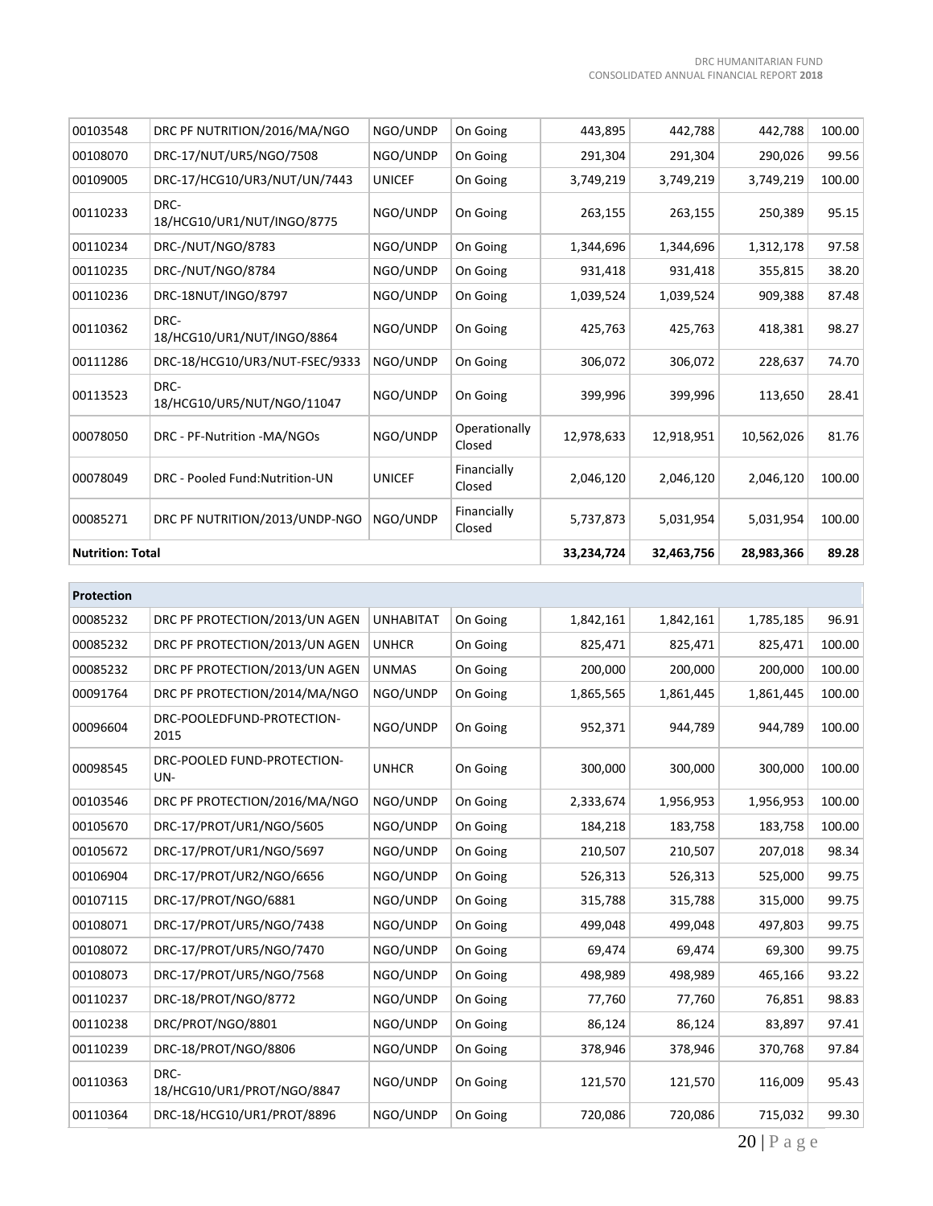| | | | | | | | |
|---|---|---|---|---|---|---|---|
| 00103548 | DRC PF NUTRITION/2016/MA/NGO | NGO/UNDP | On Going | 443,895 | 442,788 | 442,788 | 100.00 |
| 00108070 | DRC-17/NUT/UR5/NGO/7508 | NGO/UNDP | On Going | 291,304 | 291,304 | 290,026 | 99.56 |
| 00109005 | DRC-17/HCG10/UR3/NUT/UN/7443 | UNICEF | On Going | 3,749,219 | 3,749,219 | 3,749,219 | 100.00 |
| 00110233 | DRC-18/HCG10/UR1/NUT/INGO/8775 | NGO/UNDP | On Going | 263,155 | 263,155 | 250,389 | 95.15 |
| 00110234 | DRC-/NUT/NGO/8783 | NGO/UNDP | On Going | 1,344,696 | 1,344,696 | 1,312,178 | 97.58 |
| 00110235 | DRC-/NUT/NGO/8784 | NGO/UNDP | On Going | 931,418 | 931,418 | 355,815 | 38.20 |
| 00110236 | DRC-18NUT/INGO/8797 | NGO/UNDP | On Going | 1,039,524 | 1,039,524 | 909,388 | 87.48 |
| 00110362 | DRC-18/HCG10/UR1/NUT/INGO/8864 | NGO/UNDP | On Going | 425,763 | 425,763 | 418,381 | 98.27 |
| 00111286 | DRC-18/HCG10/UR3/NUT-FSEC/9333 | NGO/UNDP | On Going | 306,072 | 306,072 | 228,637 | 74.70 |
| 00113523 | DRC-18/HCG10/UR5/NUT/NGO/11047 | NGO/UNDP | On Going | 399,996 | 399,996 | 113,650 | 28.41 |
| 00078050 | DRC - PF-Nutrition -MA/NGOs | NGO/UNDP | Operationally Closed | 12,978,633 | 12,918,951 | 10,562,026 | 81.76 |
| 00078049 | DRC - Pooled Fund:Nutrition-UN | UNICEF | Financially Closed | 2,046,120 | 2,046,120 | 2,046,120 | 100.00 |
| 00085271 | DRC PF NUTRITION/2013/UNDP-NGO | NGO/UNDP | Financially Closed | 5,737,873 | 5,031,954 | 5,031,954 | 100.00 |
| **Nutrition: Total** | | | | **33,234,724** | **32,463,756** | **28,983,366** | **89.28** |

| **Protection** | | | | | | | |
|---|---|---|---|---|---|---|---|
| 00085232 | DRC PF PROTECTION/2013/UN AGEN | UNHABITAT | On Going | 1,842,161 | 1,842,161 | 1,785,185 | 96.91 |
| 00085232 | DRC PF PROTECTION/2013/UN AGEN | UNHCR | On Going | 825,471 | 825,471 | 825,471 | 100.00 |
| 00085232 | DRC PF PROTECTION/2013/UN AGEN | UNMAS | On Going | 200,000 | 200,000 | 200,000 | 100.00 |
| 00091764 | DRC PF PROTECTION/2014/MA/NGO | NGO/UNDP | On Going | 1,865,565 | 1,861,445 | 1,861,445 | 100.00 |
| 00096604 | DRC-POOLEDFUND-PROTECTION-2015 | NGO/UNDP | On Going | 952,371 | 944,789 | 944,789 | 100.00 |
| 00098545 | DRC-POOLED FUND-PROTECTION-UN- | UNHCR | On Going | 300,000 | 300,000 | 300,000 | 100.00 |
| 00103546 | DRC PF PROTECTION/2016/MA/NGO | NGO/UNDP | On Going | 2,333,674 | 1,956,953 | 1,956,953 | 100.00 |
| 00105670 | DRC-17/PROT/UR1/NGO/5605 | NGO/UNDP | On Going | 184,218 | 183,758 | 183,758 | 100.00 |
| 00105672 | DRC-17/PROT/UR1/NGO/5697 | NGO/UNDP | On Going | 210,507 | 210,507 | 207,018 | 98.34 |
| 00106904 | DRC-17/PROT/UR2/NGO/6656 | NGO/UNDP | On Going | 526,313 | 526,313 | 525,000 | 99.75 |
| 00107115 | DRC-17/PROT/NGO/6881 | NGO/UNDP | On Going | 315,788 | 315,788 | 315,000 | 99.75 |
| 00108071 | DRC-17/PROT/UR5/NGO/7438 | NGO/UNDP | On Going | 499,048 | 499,048 | 497,803 | 99.75 |
| 00108072 | DRC-17/PROT/UR5/NGO/7470 | NGO/UNDP | On Going | 69,474 | 69,474 | 69,300 | 99.75 |
| 00108073 | DRC-17/PROT/UR5/NGO/7568 | NGO/UNDP | On Going | 498,989 | 498,989 | 465,166 | 93.22 |
| 00110237 | DRC-18/PROT/NGO/8772 | NGO/UNDP | On Going | 77,760 | 77,760 | 76,851 | 98.83 |
| 00110238 | DRC/PROT/NGO/8801 | NGO/UNDP | On Going | 86,124 | 86,124 | 83,897 | 97.41 |
| 00110239 | DRC-18/PROT/NGO/8806 | NGO/UNDP | On Going | 378,946 | 378,946 | 370,768 | 97.84 |
| 00110363 | DRC-18/HCG10/UR1/PROT/NGO/8847 | NGO/UNDP | On Going | 121,570 | 121,570 | 116,009 | 95.43 |
| 00110364 | DRC-18/HCG10/UR1/PROT/8896 | NGO/UNDP | On Going | 720,086 | 720,086 | 715,032 | 99.30 |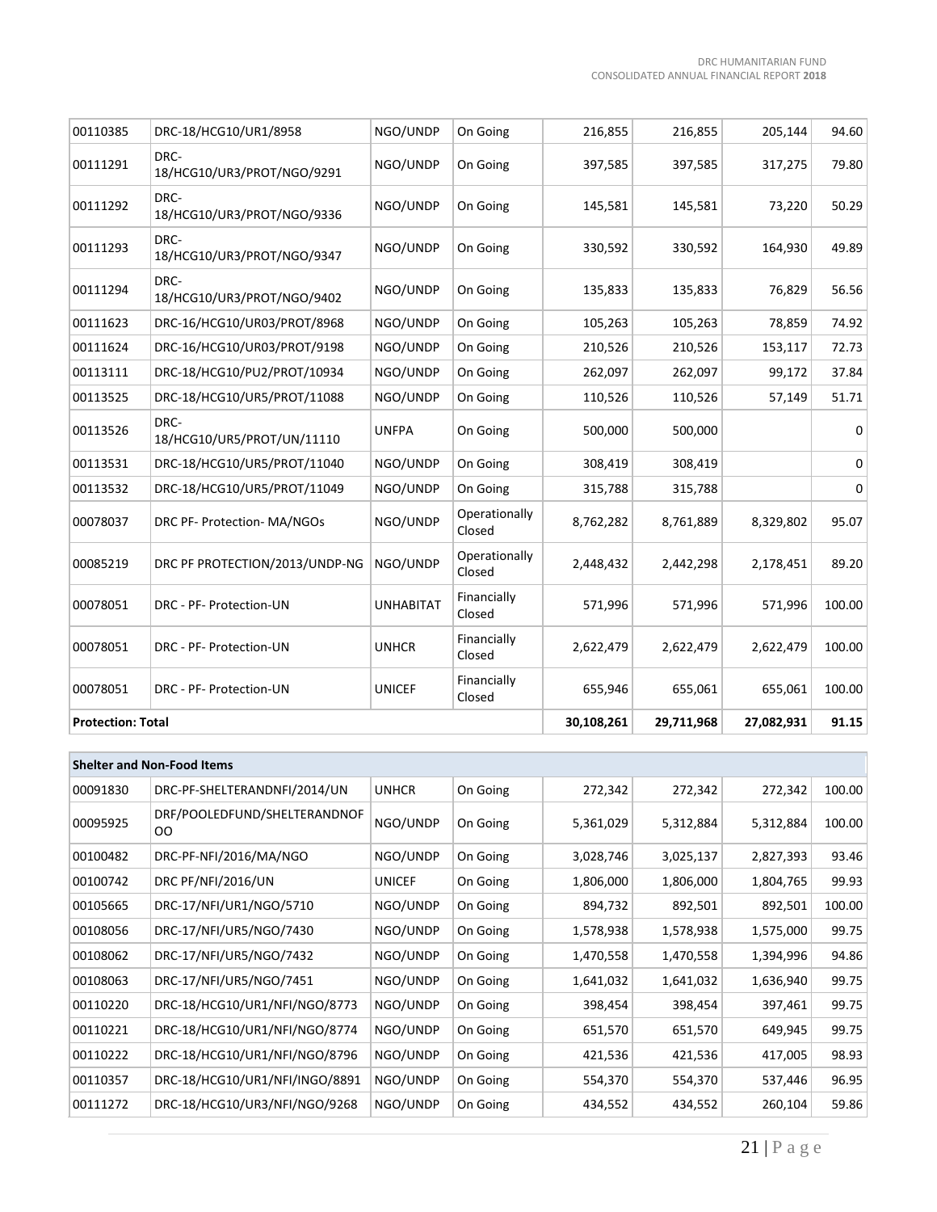| | | | | | | | |
|---|---|---|---|---|---|---|---|
| 00110385 | DRC-18/HCG10/UR1/8958 | NGO/UNDP | On Going | 216,855 | 216,855 | 205,144 | 94.60 |
| 00111291 | DRC-18/HCG10/UR3/PROT/NGO/9291 | NGO/UNDP | On Going | 397,585 | 397,585 | 317,275 | 79.80 |
| 00111292 | DRC-18/HCG10/UR3/PROT/NGO/9336 | NGO/UNDP | On Going | 145,581 | 145,581 | 73,220 | 50.29 |
| 00111293 | DRC-18/HCG10/UR3/PROT/NGO/9347 | NGO/UNDP | On Going | 330,592 | 330,592 | 164,930 | 49.89 |
| 00111294 | DRC-18/HCG10/UR3/PROT/NGO/9402 | NGO/UNDP | On Going | 135,833 | 135,833 | 76,829 | 56.56 |
| 00111623 | DRC-16/HCG10/UR03/PROT/8968 | NGO/UNDP | On Going | 105,263 | 105,263 | 78,859 | 74.92 |
| 00111624 | DRC-16/HCG10/UR03/PROT/9198 | NGO/UNDP | On Going | 210,526 | 210,526 | 153,117 | 72.73 |
| 00113111 | DRC-18/HCG10/PU2/PROT/10934 | NGO/UNDP | On Going | 262,097 | 262,097 | 99,172 | 37.84 |
| 00113525 | DRC-18/HCG10/UR5/PROT/11088 | NGO/UNDP | On Going | 110,526 | 110,526 | 57,149 | 51.71 |
| 00113526 | DRC-18/HCG10/UR5/PROT/UN/11110 | UNFPA | On Going | 500,000 | 500,000 | | 0 |
| 00113531 | DRC-18/HCG10/UR5/PROT/11040 | NGO/UNDP | On Going | 308,419 | 308,419 | | 0 |
| 00113532 | DRC-18/HCG10/UR5/PROT/11049 | NGO/UNDP | On Going | 315,788 | 315,788 | | 0 |
| 00078037 | DRC PF- Protection- MA/NGOs | NGO/UNDP | Operationally Closed | 8,762,282 | 8,761,889 | 8,329,802 | 95.07 |
| 00085219 | DRC PF PROTECTION/2013/UNDP-NG | NGO/UNDP | Operationally Closed | 2,448,432 | 2,442,298 | 2,178,451 | 89.20 |
| 00078051 | DRC - PF- Protection-UN | UNHABITAT | Financially Closed | 571,996 | 571,996 | 571,996 | 100.00 |
| 00078051 | DRC - PF- Protection-UN | UNHCR | Financially Closed | 2,622,479 | 2,622,479 | 2,622,479 | 100.00 |
| 00078051 | DRC - PF- Protection-UN | UNICEF | Financially Closed | 655,946 | 655,061 | 655,061 | 100.00 |
| **Protection: Total** | | | | **30,108,261** | **29,711,968** | **27,082,931** | **91.15** |

| **Shelter and Non-Food Items** | | | | | | | |
|---|---|---|---|---|---|---|---|
| 00091830 | DRC-PF-SHELTERANDNFI/2014/UN | UNHCR | On Going | 272,342 | 272,342 | 272,342 | 100.00 |
| 00095925 | DRF/POOLEDFUND/SHELTERANDNOFOO | NGO/UNDP | On Going | 5,361,029 | 5,312,884 | 5,312,884 | 100.00 |
| 00100482 | DRC-PF-NFI/2016/MA/NGO | NGO/UNDP | On Going | 3,028,746 | 3,025,137 | 2,827,393 | 93.46 |
| 00100742 | DRC PF/NFI/2016/UN | UNICEF | On Going | 1,806,000 | 1,806,000 | 1,804,765 | 99.93 |
| 00105665 | DRC-17/NFI/UR1/NGO/5710 | NGO/UNDP | On Going | 894,732 | 892,501 | 892,501 | 100.00 |
| 00108056 | DRC-17/NFI/UR5/NGO/7430 | NGO/UNDP | On Going | 1,578,938 | 1,578,938 | 1,575,000 | 99.75 |
| 00108062 | DRC-17/NFI/UR5/NGO/7432 | NGO/UNDP | On Going | 1,470,558 | 1,470,558 | 1,394,996 | 94.86 |
| 00108063 | DRC-17/NFI/UR5/NGO/7451 | NGO/UNDP | On Going | 1,641,032 | 1,641,032 | 1,636,940 | 99.75 |
| 00110220 | DRC-18/HCG10/UR1/NFI/NGO/8773 | NGO/UNDP | On Going | 398,454 | 398,454 | 397,461 | 99.75 |
| 00110221 | DRC-18/HCG10/UR1/NFI/NGO/8774 | NGO/UNDP | On Going | 651,570 | 651,570 | 649,945 | 99.75 |
| 00110222 | DRC-18/HCG10/UR1/NFI/NGO/8796 | NGO/UNDP | On Going | 421,536 | 421,536 | 417,005 | 98.93 |
| 00110357 | DRC-18/HCG10/UR1/NFI/INGO/8891 | NGO/UNDP | On Going | 554,370 | 554,370 | 537,446 | 96.95 |
| 00111272 | DRC-18/HCG10/UR3/NFI/NGO/9268 | NGO/UNDP | On Going | 434,552 | 434,552 | 260,104 | 59.86 |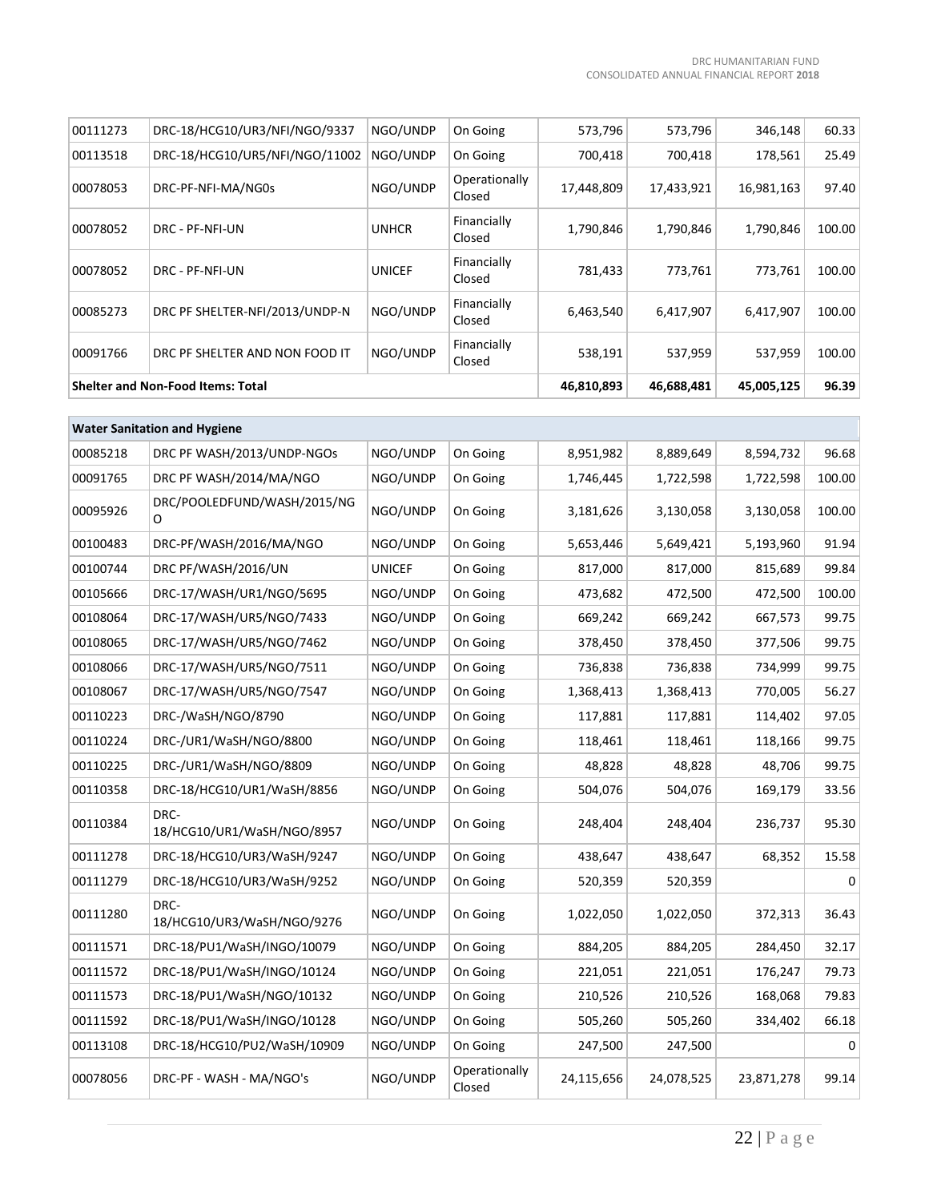| | | | | | | | |
|---|---|---|---|---|---|---|---|
| 00111273 | DRC-18/HCG10/UR3/NFI/NGO/9337 | NGO/UNDP | On Going | 573,796 | 573,796 | 346,148 | 60.33 |
| 00113518 | DRC-18/HCG10/UR5/NFI/NGO/11002 | NGO/UNDP | On Going | 700,418 | 700,418 | 178,561 | 25.49 |
| 00078053 | DRC-PF-NFI-MA/NG0s | NGO/UNDP | Operationally Closed | 17,448,809 | 17,433,921 | 16,981,163 | 97.40 |
| 00078052 | DRC - PF-NFI-UN | UNHCR | Financially Closed | 1,790,846 | 1,790,846 | 1,790,846 | 100.00 |
| 00078052 | DRC - PF-NFI-UN | UNICEF | Financially Closed | 781,433 | 773,761 | 773,761 | 100.00 |
| 00085273 | DRC PF SHELTER-NFI/2013/UNDP-N | NGO/UNDP | Financially Closed | 6,463,540 | 6,417,907 | 6,417,907 | 100.00 |
| 00091766 | DRC PF SHELTER AND NON FOOD IT | NGO/UNDP | Financially Closed | 538,191 | 537,959 | 537,959 | 100.00 |
| **Shelter and Non-Food Items: Total** | | | | **46,810,893** | **46,688,481** | **45,005,125** | **96.39** |

| **Water Sanitation and Hygiene** | | | | | | | |
|---|---|---|---|---|---|---|---|
| 00085218 | DRC PF WASH/2013/UNDP-NGOs | NGO/UNDP | On Going | 8,951,982 | 8,889,649 | 8,594,732 | 96.68 |
| 00091765 | DRC PF WASH/2014/MA/NGO | NGO/UNDP | On Going | 1,746,445 | 1,722,598 | 1,722,598 | 100.00 |
| 00095926 | DRC/POOLEDFUND/WASH/2015/NGO | NGO/UNDP | On Going | 3,181,626 | 3,130,058 | 3,130,058 | 100.00 |
| 00100483 | DRC-PF/WASH/2016/MA/NGO | NGO/UNDP | On Going | 5,653,446 | 5,649,421 | 5,193,960 | 91.94 |
| 00100744 | DRC PF/WASH/2016/UN | UNICEF | On Going | 817,000 | 817,000 | 815,689 | 99.84 |
| 00105666 | DRC-17/WASH/UR1/NGO/5695 | NGO/UNDP | On Going | 473,682 | 472,500 | 472,500 | 100.00 |
| 00108064 | DRC-17/WASH/UR5/NGO/7433 | NGO/UNDP | On Going | 669,242 | 669,242 | 667,573 | 99.75 |
| 00108065 | DRC-17/WASH/UR5/NGO/7462 | NGO/UNDP | On Going | 378,450 | 378,450 | 377,506 | 99.75 |
| 00108066 | DRC-17/WASH/UR5/NGO/7511 | NGO/UNDP | On Going | 736,838 | 736,838 | 734,999 | 99.75 |
| 00108067 | DRC-17/WASH/UR5/NGO/7547 | NGO/UNDP | On Going | 1,368,413 | 1,368,413 | 770,005 | 56.27 |
| 00110223 | DRC-/WaSH/NGO/8790 | NGO/UNDP | On Going | 117,881 | 117,881 | 114,402 | 97.05 |
| 00110224 | DRC-/UR1/WaSH/NGO/8800 | NGO/UNDP | On Going | 118,461 | 118,461 | 118,166 | 99.75 |
| 00110225 | DRC-/UR1/WaSH/NGO/8809 | NGO/UNDP | On Going | 48,828 | 48,828 | 48,706 | 99.75 |
| 00110358 | DRC-18/HCG10/UR1/WaSH/8856 | NGO/UNDP | On Going | 504,076 | 504,076 | 169,179 | 33.56 |
| 00110384 | DRC-18/HCG10/UR1/WaSH/NGO/8957 | NGO/UNDP | On Going | 248,404 | 248,404 | 236,737 | 95.30 |
| 00111278 | DRC-18/HCG10/UR3/WaSH/9247 | NGO/UNDP | On Going | 438,647 | 438,647 | 68,352 | 15.58 |
| 00111279 | DRC-18/HCG10/UR3/WaSH/9252 | NGO/UNDP | On Going | 520,359 | 520,359 | | 0 |
| 00111280 | DRC-18/HCG10/UR3/WaSH/NGO/9276 | NGO/UNDP | On Going | 1,022,050 | 1,022,050 | 372,313 | 36.43 |
| 00111571 | DRC-18/PU1/WaSH/INGO/10079 | NGO/UNDP | On Going | 884,205 | 884,205 | 284,450 | 32.17 |
| 00111572 | DRC-18/PU1/WaSH/INGO/10124 | NGO/UNDP | On Going | 221,051 | 221,051 | 176,247 | 79.73 |
| 00111573 | DRC-18/PU1/WaSH/NGO/10132 | NGO/UNDP | On Going | 210,526 | 210,526 | 168,068 | 79.83 |
| 00111592 | DRC-18/PU1/WaSH/INGO/10128 | NGO/UNDP | On Going | 505,260 | 505,260 | 334,402 | 66.18 |
| 00113108 | DRC-18/HCG10/PU2/WaSH/10909 | NGO/UNDP | On Going | 247,500 | 247,500 | | 0 |
| 00078056 | DRC-PF - WASH - MA/NGO's | NGO/UNDP | Operationally Closed | 24,115,656 | 24,078,525 | 23,871,278 | 99.14 |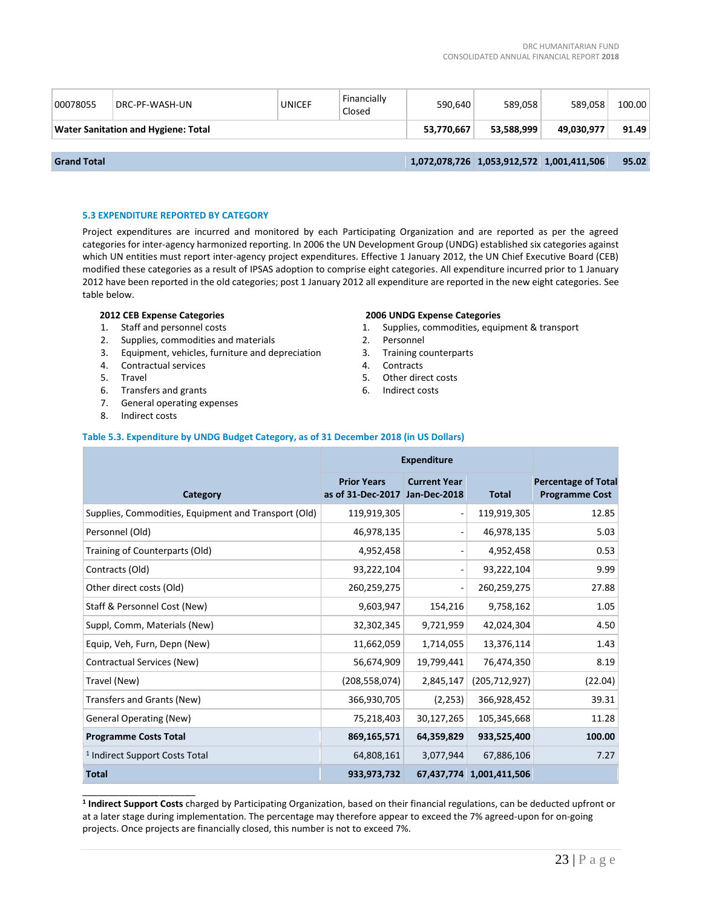| | | | | | | | |
|---|---|---|---|---|---|---|---|
| 00078055 | DRC-PF-WASH-UN | UNICEF | Financially Closed | 590,640 | 589,058 | 589,058 | 100.00 |
| **Water Sanitation and Hygiene: Total** | | | | **53,770,667** | **53,588,999** | **49,030,977** | **91.49** |
| **Grand Total** | | | | **1,072,078,726** | **1,053,912,572** | **1,001,411,506** | **95.02** |

### 5.3 EXPENDITURE REPORTED BY CATEGORY

Project expenditures are incurred and monitored by each Participating Organization and are reported as per the agreed categories for inter-agency harmonized reporting. In 2006 the UN Development Group (UNDG) established six categories against which UN entities must report inter-agency project expenditures. Effective 1 January 2012, the UN Chief Executive Board (CEB) modified these categories as a result of IPSAS adoption to comprise eight categories. All expenditure incurred prior to 1 January 2012 have been reported in the old categories; post 1 January 2012 all expenditure are reported in the new eight categories. See table below.

**2012 CEB Expense Categories**

1. Staff and personnel costs
2. Supplies, commodities and materials
3. Equipment, vehicles, furniture and depreciation
4. Contractual services
5. Travel
6. Transfers and grants
7. General operating expenses
8. Indirect costs

**2006 UNDG Expense Categories**

1. Supplies, commodities, equipment & transport
2. Personnel
3. Training counterparts
4. Contracts
5. Other direct costs
6. Indirect costs

**Table 5.3. Expenditure by UNDG Budget Category, as of 31 December 2018 (in US Dollars)**

| Category | Expenditure | | | Percentage of Total Programme Cost |
|---|---|---|---|---|
| | Prior Years as of 31-Dec-2017 | Current Year Jan-Dec-2018 | Total | |
| Supplies, Commodities, Equipment and Transport (Old) | 119,919,305 | - | 119,919,305 | 12.85 |
| Personnel (Old) | 46,978,135 | - | 46,978,135 | 5.03 |
| Training of Counterparts (Old) | 4,952,458 | - | 4,952,458 | 0.53 |
| Contracts (Old) | 93,222,104 | - | 93,222,104 | 9.99 |
| Other direct costs (Old) | 260,259,275 | - | 260,259,275 | 27.88 |
| Staff & Personnel Cost (New) | 9,603,947 | 154,216 | 9,758,162 | 1.05 |
| Suppl, Comm, Materials (New) | 32,302,345 | 9,721,959 | 42,024,304 | 4.50 |
| Equip, Veh, Furn, Depn (New) | 11,662,059 | 1,714,055 | 13,376,114 | 1.43 |
| Contractual Services (New) | 56,674,909 | 19,799,441 | 76,474,350 | 8.19 |
| Travel (New) | (208,558,074) | 2,845,147 | (205,712,927) | (22.04) |
| Transfers and Grants (New) | 366,930,705 | (2,253) | 366,928,452 | 39.31 |
| General Operating (New) | 75,218,403 | 30,127,265 | 105,345,668 | 11.28 |
| **Programme Costs Total** | **869,165,571** | **64,359,829** | **933,525,400** | **100.00** |
| [1] Indirect Support Costs Total | 64,808,161 | 3,077,944 | 67,886,106 | 7.27 |
| **Total** | **933,973,732** | **67,437,774** | **1,001,411,506** | |

[1] **Indirect Support Costs** charged by Participating Organization, based on their financial regulations, can be deducted upfront or at a later stage during implementation. The percentage may therefore appear to exceed the 7% agreed-upon for on-going projects. Once projects are financially closed, this number is not to exceed 7%.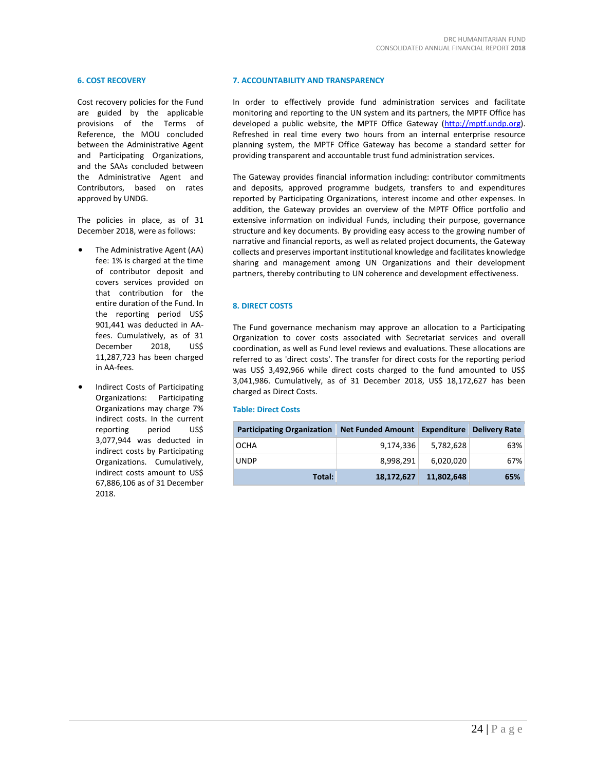## 6. COST RECOVERY

Cost recovery policies for the Fund are guided by the applicable provisions of the Terms of Reference, the MOU concluded between the Administrative Agent and Participating Organizations, and the SAAs concluded between the Administrative Agent and Contributors, based on rates approved by UNDG.

The policies in place, as of 31 December 2018, were as follows:

- The Administrative Agent (AA) fee: 1% is charged at the time of contributor deposit and covers services provided on that contribution for the entire duration of the Fund. In the reporting period US$ 901,441 was deducted in AA-fees. Cumulatively, as of 31 December 2018, US$ 11,287,723 has been charged in AA-fees.
- Indirect Costs of Participating Organizations: Participating Organizations may charge 7% indirect costs. In the current reporting period US$ 3,077,944 was deducted in indirect costs by Participating Organizations. Cumulatively, indirect costs amount to US$ 67,886,106 as of 31 December 2018.

## 7. ACCOUNTABILITY AND TRANSPARENCY

In order to effectively provide fund administration services and facilitate monitoring and reporting to the UN system and its partners, the MPTF Office has developed a public website, the MPTF Office Gateway (http://mptf.undp.org). Refreshed in real time every two hours from an internal enterprise resource planning system, the MPTF Office Gateway has become a standard setter for providing transparent and accountable trust fund administration services.

The Gateway provides financial information including: contributor commitments and deposits, approved programme budgets, transfers to and expenditures reported by Participating Organizations, interest income and other expenses. In addition, the Gateway provides an overview of the MPTF Office portfolio and extensive information on individual Funds, including their purpose, governance structure and key documents. By providing easy access to the growing number of narrative and financial reports, as well as related project documents, the Gateway collects and preserves important institutional knowledge and facilitates knowledge sharing and management among UN Organizations and their development partners, thereby contributing to UN coherence and development effectiveness.

## 8. DIRECT COSTS

The Fund governance mechanism may approve an allocation to a Participating Organization to cover costs associated with Secretariat services and overall coordination, as well as Fund level reviews and evaluations. These allocations are referred to as 'direct costs'. The transfer for direct costs for the reporting period was US$ 3,492,966 while direct costs charged to the fund amounted to US$ 3,041,986. Cumulatively, as of 31 December 2018, US$ 18,172,627 has been charged as Direct Costs.

**Table: Direct Costs**

| Participating Organization | Net Funded Amount | Expenditure | Delivery Rate |
|---|---|---|---|
| OCHA | 9,174,336 | 5,782,628 | 63% |
| UNDP | 8,998,291 | 6,020,020 | 67% |
| **Total:** | **18,172,627** | **11,802,648** | **65%** |